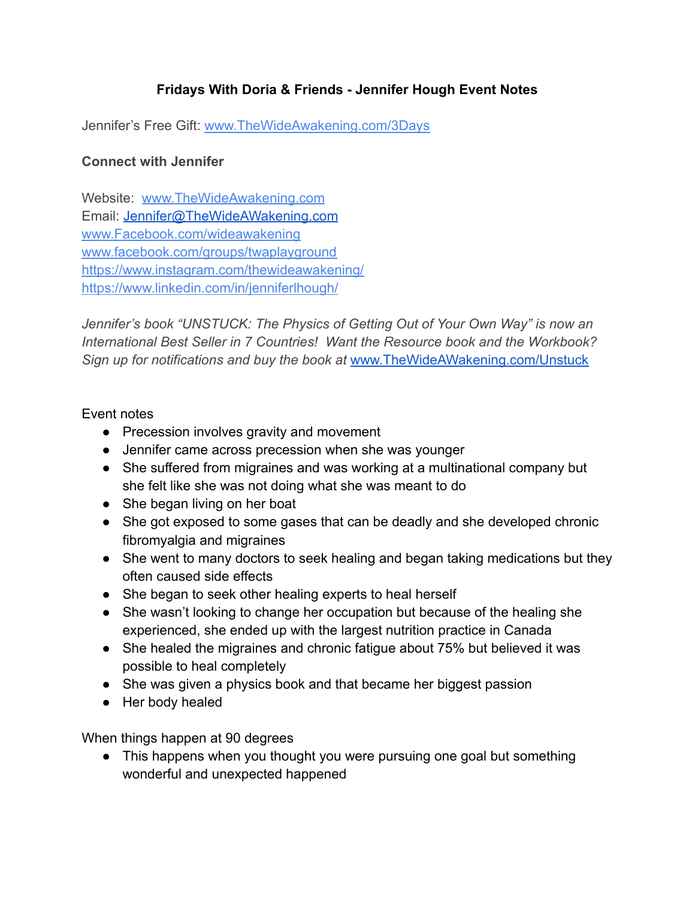# Fridays With Doria & Friends - Jennifer Hough Event Notes

Jennifer's Free Gift: [www.TheWideAwakening.com/3Days](http://www.TheWideAwakening.com/3Days)

**Connect with Jennifer**

Website: [www.TheWideAwakening.com](http://www.TheWideAwakening.com)
Email: [Jennifer@TheWideAWakening.com](mailto:Jennifer@TheWideAWakening.com)
[www.Facebook.com/wideawakening](http://www.Facebook.com/wideawakening)
[www.facebook.com/groups/twaplayground](http://www.facebook.com/groups/twaplayground)
[https://www.instagram.com/thewideawakening/](https://www.instagram.com/thewideawakening/)
[https://www.linkedin.com/in/jenniferlhough/](https://www.linkedin.com/in/jenniferlhough/)

*Jennifer's book "UNSTUCK: The Physics of Getting Out of Your Own Way" is now an International Best Seller in 7 Countries! Want the Resource book and the Workbook? Sign up for notifications and buy the book at* [www.TheWideAWakening.com/Unstuck](http://www.TheWideAWakening.com/Unstuck)

Event notes

- Precession involves gravity and movement
- Jennifer came across precession when she was younger
- She suffered from migraines and was working at a multinational company but she felt like she was not doing what she was meant to do
- She began living on her boat
- She got exposed to some gases that can be deadly and she developed chronic fibromyalgia and migraines
- She went to many doctors to seek healing and began taking medications but they often caused side effects
- She began to seek other healing experts to heal herself
- She wasn't looking to change her occupation but because of the healing she experienced, she ended up with the largest nutrition practice in Canada
- She healed the migraines and chronic fatigue about 75% but believed it was possible to heal completely
- She was given a physics book and that became her biggest passion
- Her body healed

When things happen at 90 degrees

- This happens when you thought you were pursuing one goal but something wonderful and unexpected happened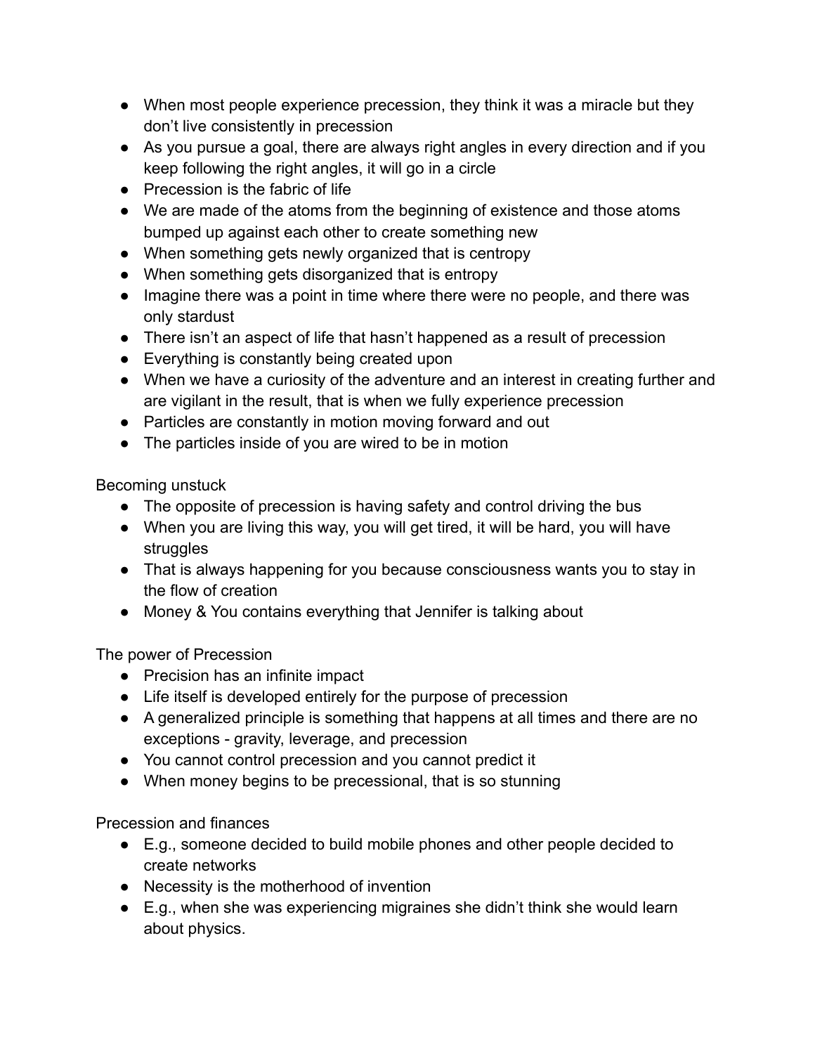- When most people experience precession, they think it was a miracle but they don't live consistently in precession
- As you pursue a goal, there are always right angles in every direction and if you keep following the right angles, it will go in a circle
- Precession is the fabric of life
- We are made of the atoms from the beginning of existence and those atoms bumped up against each other to create something new
- When something gets newly organized that is centropy
- When something gets disorganized that is entropy
- Imagine there was a point in time where there were no people, and there was only stardust
- There isn't an aspect of life that hasn't happened as a result of precession
- Everything is constantly being created upon
- When we have a curiosity of the adventure and an interest in creating further and are vigilant in the result, that is when we fully experience precession
- Particles are constantly in motion moving forward and out
- The particles inside of you are wired to be in motion

Becoming unstuck

- The opposite of precession is having safety and control driving the bus
- When you are living this way, you will get tired, it will be hard, you will have struggles
- That is always happening for you because consciousness wants you to stay in the flow of creation
- Money & You contains everything that Jennifer is talking about

The power of Precession

- Precision has an infinite impact
- Life itself is developed entirely for the purpose of precession
- A generalized principle is something that happens at all times and there are no exceptions - gravity, leverage, and precession
- You cannot control precession and you cannot predict it
- When money begins to be precessional, that is so stunning

Precession and finances

- E.g., someone decided to build mobile phones and other people decided to create networks
- Necessity is the motherhood of invention
- E.g., when she was experiencing migraines she didn't think she would learn about physics.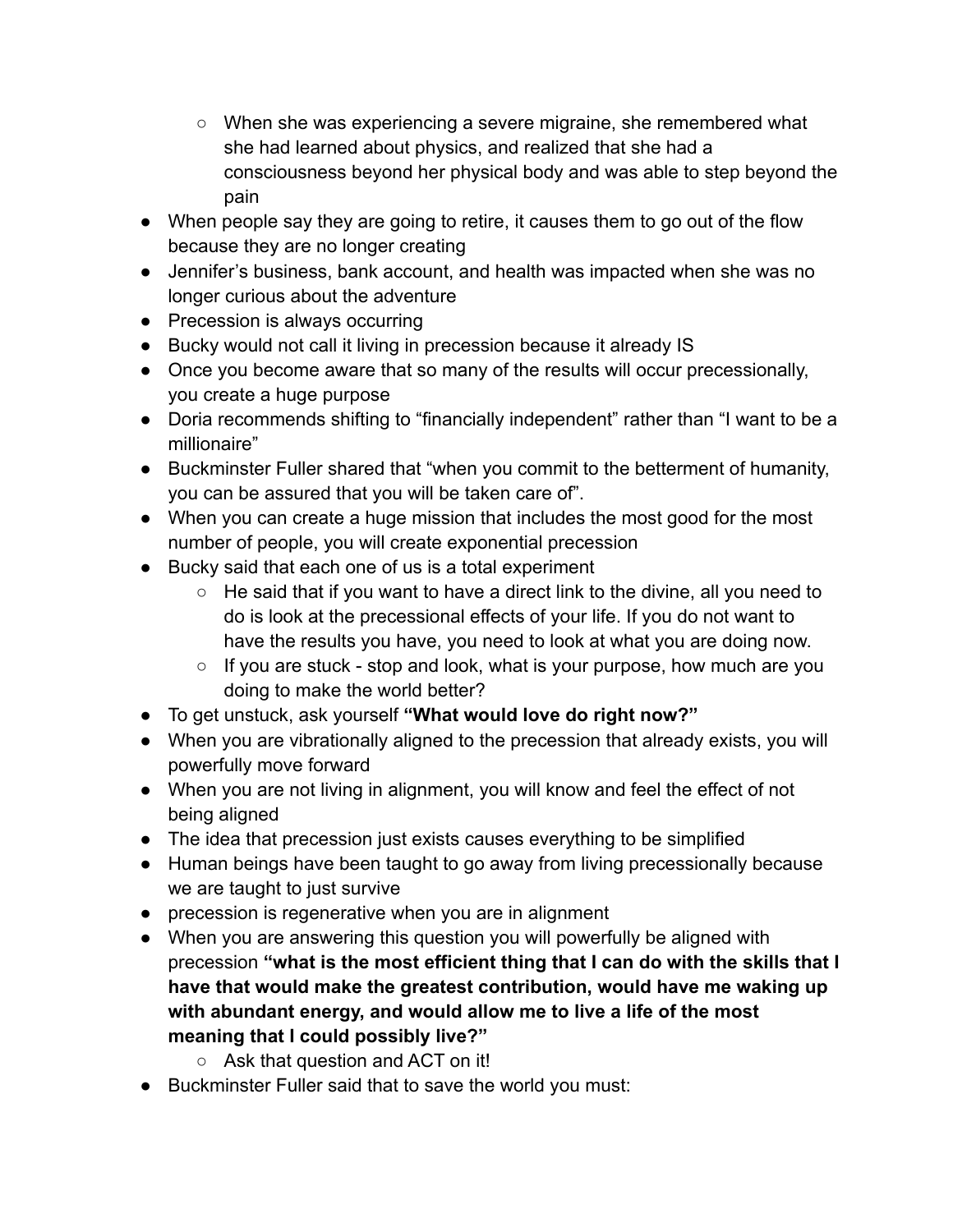- When she was experiencing a severe migraine, she remembered what she had learned about physics, and realized that she had a consciousness beyond her physical body and was able to step beyond the pain
- When people say they are going to retire, it causes them to go out of the flow because they are no longer creating
- Jennifer's business, bank account, and health was impacted when she was no longer curious about the adventure
- Precession is always occurring
- Bucky would not call it living in precession because it already IS
- Once you become aware that so many of the results will occur precessionally, you create a huge purpose
- Doria recommends shifting to "financially independent" rather than "I want to be a millionaire"
- Buckminster Fuller shared that "when you commit to the betterment of humanity, you can be assured that you will be taken care of".
- When you can create a huge mission that includes the most good for the most number of people, you will create exponential precession
- Bucky said that each one of us is a total experiment
    - He said that if you want to have a direct link to the divine, all you need to do is look at the precessional effects of your life. If you do not want to have the results you have, you need to look at what you are doing now.
    - If you are stuck - stop and look, what is your purpose, how much are you doing to make the world better?
- To get unstuck, ask yourself **"What would love do right now?"**
- When you are vibrationally aligned to the precession that already exists, you will powerfully move forward
- When you are not living in alignment, you will know and feel the effect of not being aligned
- The idea that precession just exists causes everything to be simplified
- Human beings have been taught to go away from living precessionally because we are taught to just survive
- precession is regenerative when you are in alignment
- When you are answering this question you will powerfully be aligned with precession **"what is the most efficient thing that I can do with the skills that I have that would make the greatest contribution, would have me waking up with abundant energy, and would allow me to live a life of the most meaning that I could possibly live?"**
    - Ask that question and ACT on it!
- Buckminster Fuller said that to save the world you must: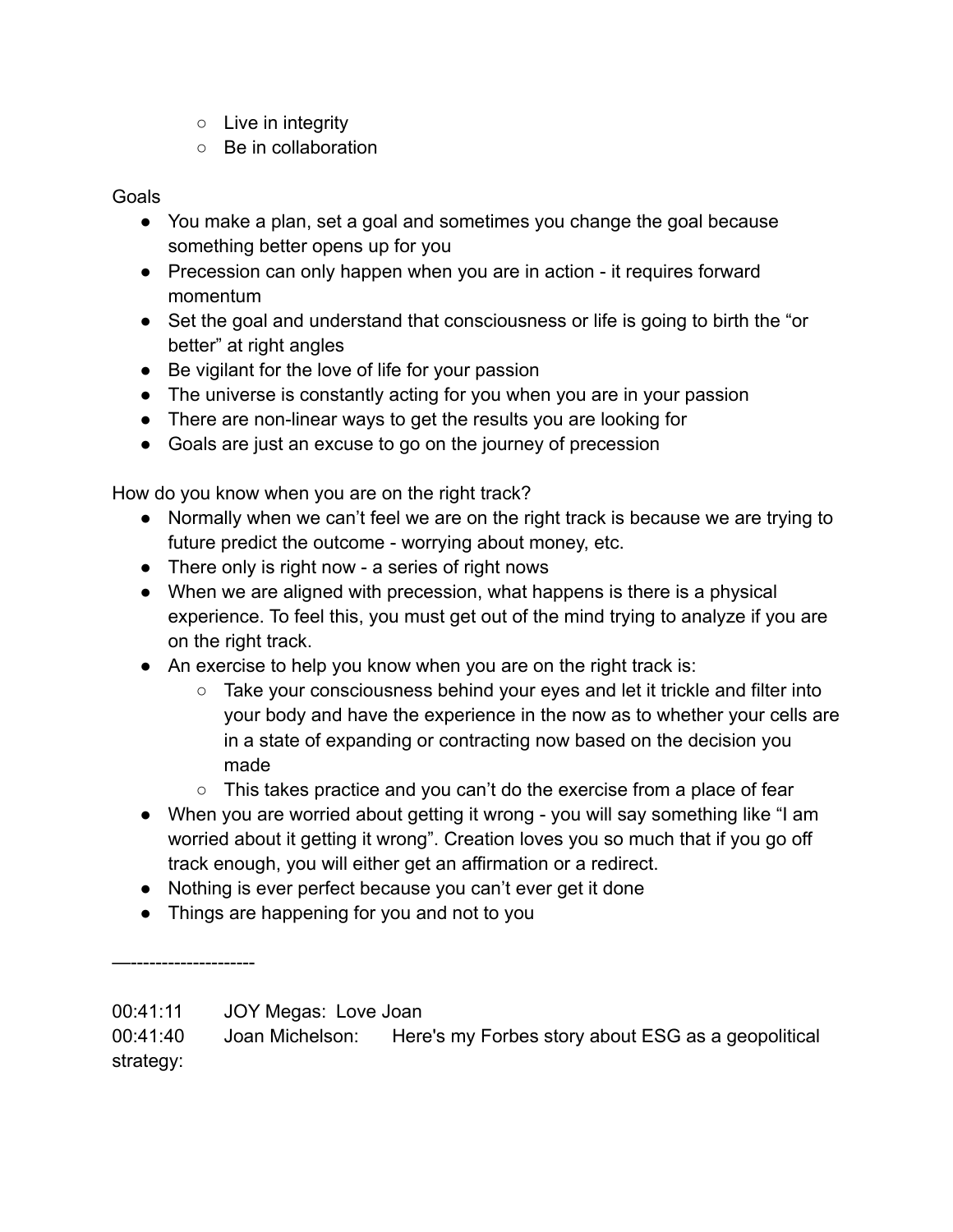- Live in integrity
    - Be in collaboration

Goals

- You make a plan, set a goal and sometimes you change the goal because something better opens up for you
- Precession can only happen when you are in action - it requires forward momentum
- Set the goal and understand that consciousness or life is going to birth the "or better" at right angles
- Be vigilant for the love of life for your passion
- The universe is constantly acting for you when you are in your passion
- There are non-linear ways to get the results you are looking for
- Goals are just an excuse to go on the journey of precession

How do you know when you are on the right track?

- Normally when we can't feel we are on the right track is because we are trying to future predict the outcome - worrying about money, etc.
- There only is right now - a series of right nows
- When we are aligned with precession, what happens is there is a physical experience. To feel this, you must get out of the mind trying to analyze if you are on the right track.
- An exercise to help you know when you are on the right track is:
    - Take your consciousness behind your eyes and let it trickle and filter into your body and have the experience in the now as to whether your cells are in a state of expanding or contracting now based on the decision you made
    - This takes practice and you can't do the exercise from a place of fear
- When you are worried about getting it wrong - you will say something like "I am worried about it getting it wrong". Creation loves you so much that if you go off track enough, you will either get an affirmation or a redirect.
- Nothing is ever perfect because you can't ever get it done
- Things are happening for you and not to you

—--------------------

00:41:11 JOY Megas: Love Joan
00:41:40 Joan Michelson: Here's my Forbes story about ESG as a geopolitical strategy: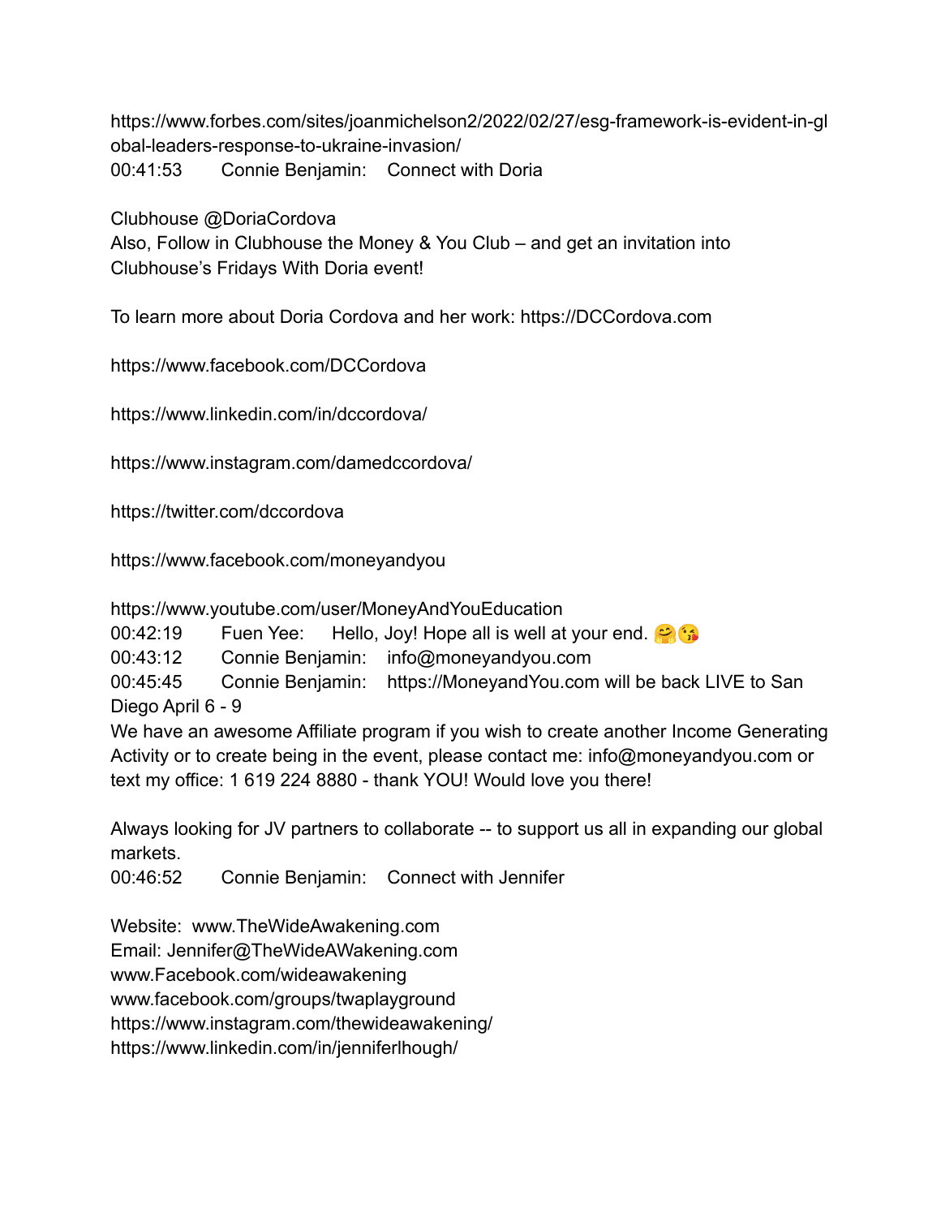https://www.forbes.com/sites/joanmichelson2/2022/02/27/esg-framework-is-evident-in-global-leaders-response-to-ukraine-invasion/

00:41:53 Connie Benjamin: Connect with Doria

Clubhouse @DoriaCordova
Also, Follow in Clubhouse the Money & You Club – and get an invitation into Clubhouse's Fridays With Doria event!

To learn more about Doria Cordova and her work: https://DCCordova.com

https://www.facebook.com/DCCordova

https://www.linkedin.com/in/dccordova/

https://www.instagram.com/damedccordova/

https://twitter.com/dccordova

https://www.facebook.com/moneyandyou

https://www.youtube.com/user/MoneyAndYouEducation

00:42:19 Fuen Yee: Hello, Joy! Hope all is well at your end. 🤗😘

00:43:12 Connie Benjamin: info@moneyandyou.com

00:45:45 Connie Benjamin: https://MoneyandYou.com will be back LIVE to San Diego April 6 - 9

We have an awesome Affiliate program if you wish to create another Income Generating Activity or to create being in the event, please contact me: info@moneyandyou.com or text my office: 1 619 224 8880 - thank YOU! Would love you there!

Always looking for JV partners to collaborate -- to support us all in expanding our global markets.

00:46:52 Connie Benjamin: Connect with Jennifer

Website: www.TheWideAwakening.com
Email: Jennifer@TheWideAWakening.com
www.Facebook.com/wideawakening
www.facebook.com/groups/twaplayground
https://www.instagram.com/thewideawakening/
https://www.linkedin.com/in/jenniferlhough/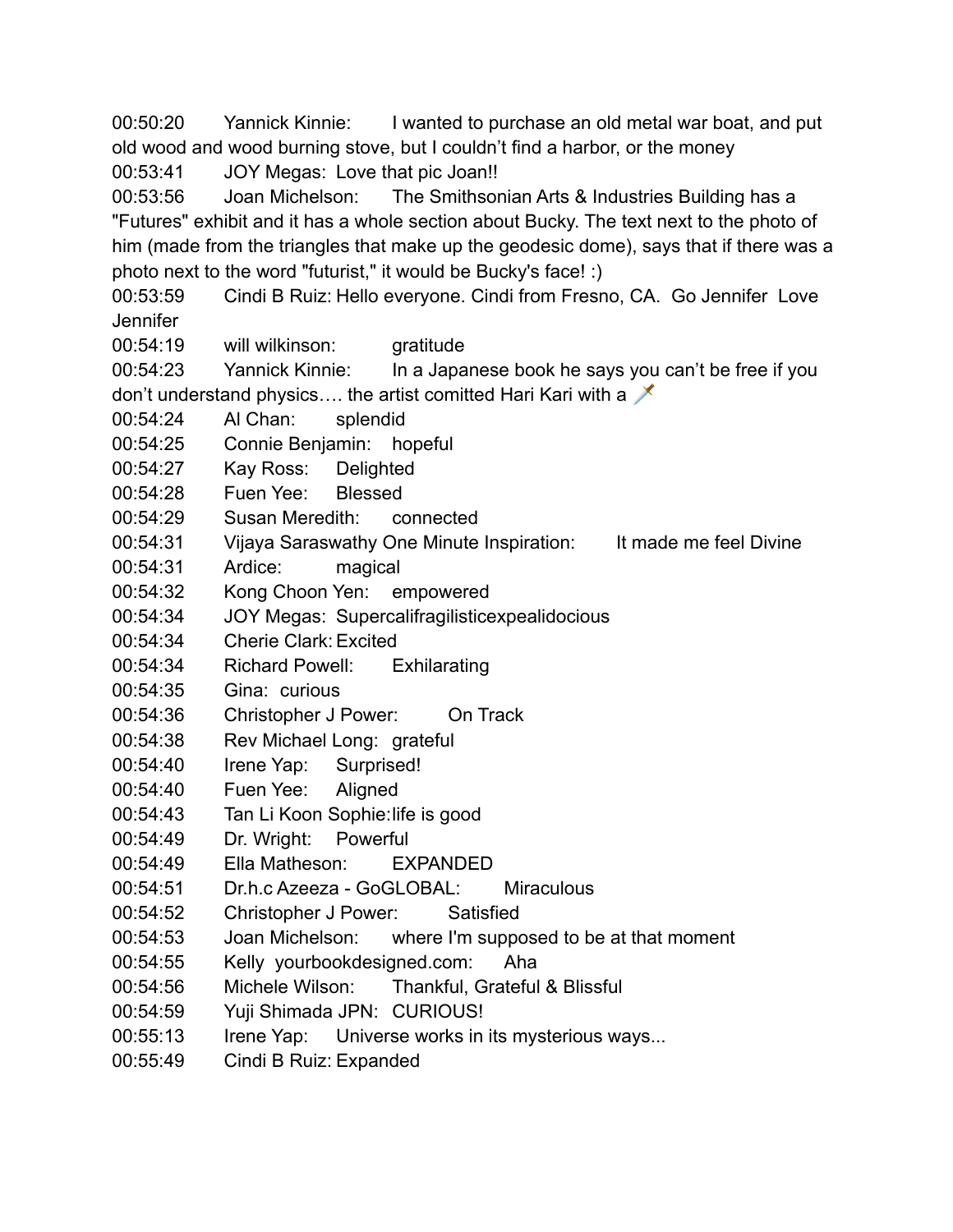00:50:20 Yannick Kinnie: I wanted to purchase an old metal war boat, and put old wood and wood burning stove, but I couldn't find a harbor, or the money

00:53:41 JOY Megas: Love that pic Joan!!

00:53:56 Joan Michelson: The Smithsonian Arts & Industries Building has a "Futures" exhibit and it has a whole section about Bucky. The text next to the photo of him (made from the triangles that make up the geodesic dome), says that if there was a photo next to the word "futurist," it would be Bucky's face! :)

00:53:59 Cindi B Ruiz: Hello everyone. Cindi from Fresno, CA. Go Jennifer Love Jennifer

00:54:19 will wilkinson: gratitude

00:54:23 Yannick Kinnie: In a Japanese book he says you can't be free if you don't understand physics…. the artist comitted Hari Kari with a 🗡️

00:54:24 Al Chan: splendid

00:54:25 Connie Benjamin: hopeful

00:54:27 Kay Ross: Delighted

00:54:28 Fuen Yee: Blessed

00:54:29 Susan Meredith: connected

00:54:31 Vijaya Saraswathy One Minute Inspiration: It made me feel Divine

00:54:31 Ardice: magical

00:54:32 Kong Choon Yen: empowered

00:54:34 JOY Megas: Supercalifragilisticexpealidocious

00:54:34 Cherie Clark: Excited

00:54:34 Richard Powell: Exhilarating

00:54:35 Gina: curious

00:54:36 Christopher J Power: On Track

00:54:38 Rev Michael Long: grateful

00:54:40 Irene Yap: Surprised!

00:54:40 Fuen Yee: Aligned

00:54:43 Tan Li Koon Sophie: life is good

00:54:49 Dr. Wright: Powerful

00:54:49 Ella Matheson: EXPANDED

00:54:51 Dr.h.c Azeeza - GoGLOBAL: Miraculous

00:54:52 Christopher J Power: Satisfied

00:54:53 Joan Michelson: where I'm supposed to be at that moment

00:54:55 Kelly yourbookdesigned.com: Aha

00:54:56 Michele Wilson: Thankful, Grateful & Blissful

00:54:59 Yuji Shimada JPN: CURIOUS!

00:55:13 Irene Yap: Universe works in its mysterious ways...

00:55:49 Cindi B Ruiz: Expanded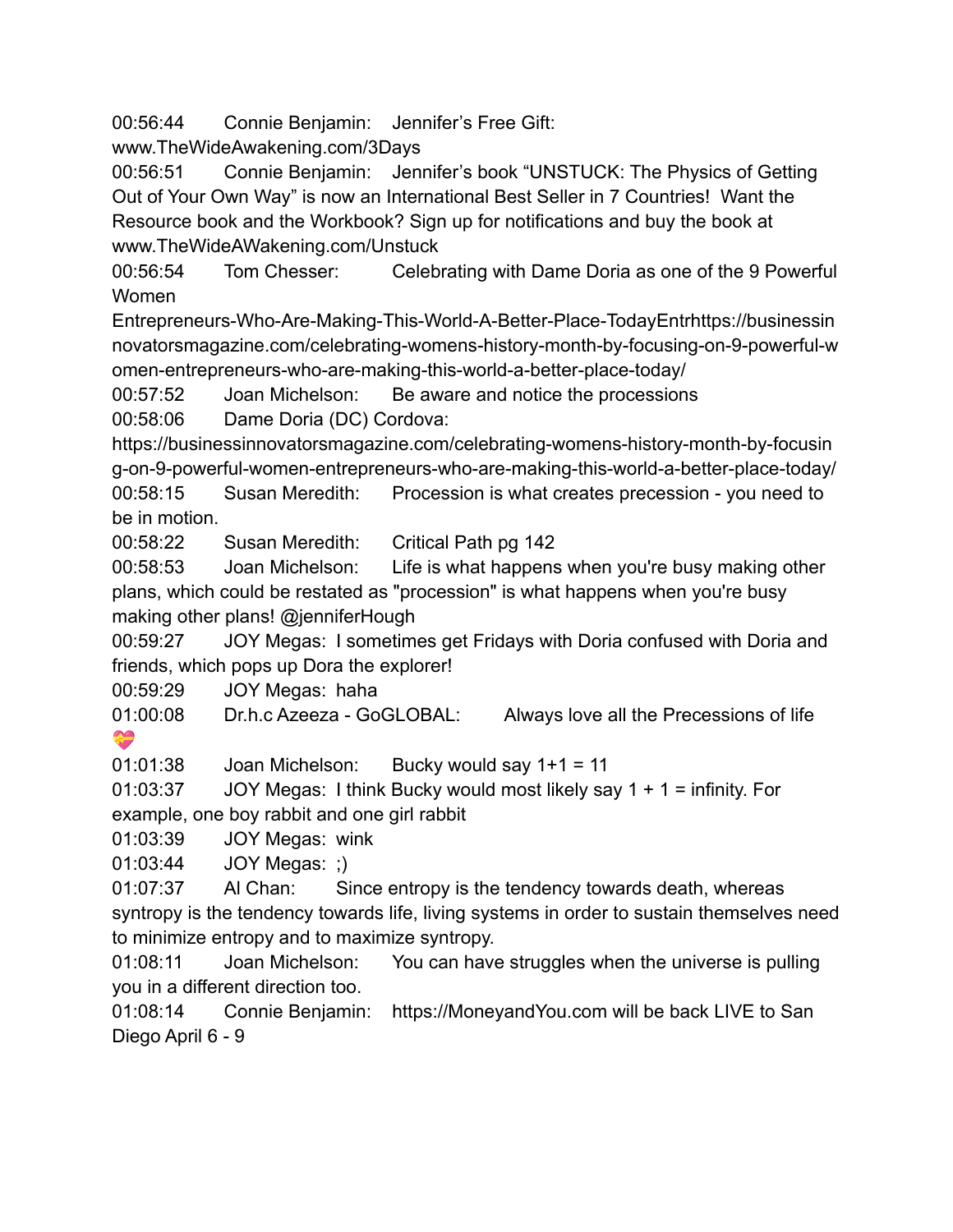00:56:44 Connie Benjamin: Jennifer's Free Gift: www.TheWideAwakening.com/3Days

00:56:51 Connie Benjamin: Jennifer's book "UNSTUCK: The Physics of Getting Out of Your Own Way" is now an International Best Seller in 7 Countries! Want the Resource book and the Workbook? Sign up for notifications and buy the book at www.TheWideAWakening.com/Unstuck

00:56:54 Tom Chesser: Celebrating with Dame Doria as one of the 9 Powerful Women Entrepreneurs-Who-Are-Making-This-World-A-Better-Place-TodayEntrhttps://businessinnovatorsmagazine.com/celebrating-womens-history-month-by-focusing-on-9-powerful-women-entrepreneurs-who-are-making-this-world-a-better-place-today/

00:57:52 Joan Michelson: Be aware and notice the processions

00:58:06 Dame Doria (DC) Cordova: https://businessinnovatorsmagazine.com/celebrating-womens-history-month-by-focusing-on-9-powerful-women-entrepreneurs-who-are-making-this-world-a-better-place-today/

00:58:15 Susan Meredith: Procession is what creates precession - you need to be in motion.

00:58:22 Susan Meredith: Critical Path pg 142

00:58:53 Joan Michelson: Life is what happens when you're busy making other plans, which could be restated as "procession" is what happens when you're busy making other plans! @jenniferHough

00:59:27 JOY Megas: I sometimes get Fridays with Doria confused with Doria and friends, which pops up Dora the explorer!

00:59:29 JOY Megas: haha

01:00:08 Dr.h.c Azeeza - GoGLOBAL: Always love all the Precessions of life 💝

01:01:38 Joan Michelson: Bucky would say 1+1 = 11

01:03:37 JOY Megas: I think Bucky would most likely say 1 + 1 = infinity. For example, one boy rabbit and one girl rabbit

01:03:39 JOY Megas: wink

01:03:44 JOY Megas: ;)

01:07:37 Al Chan: Since entropy is the tendency towards death, whereas syntropy is the tendency towards life, living systems in order to sustain themselves need to minimize entropy and to maximize syntropy.

01:08:11 Joan Michelson: You can have struggles when the universe is pulling you in a different direction too.

01:08:14 Connie Benjamin: https://MoneyandYou.com will be back LIVE to San Diego April 6 - 9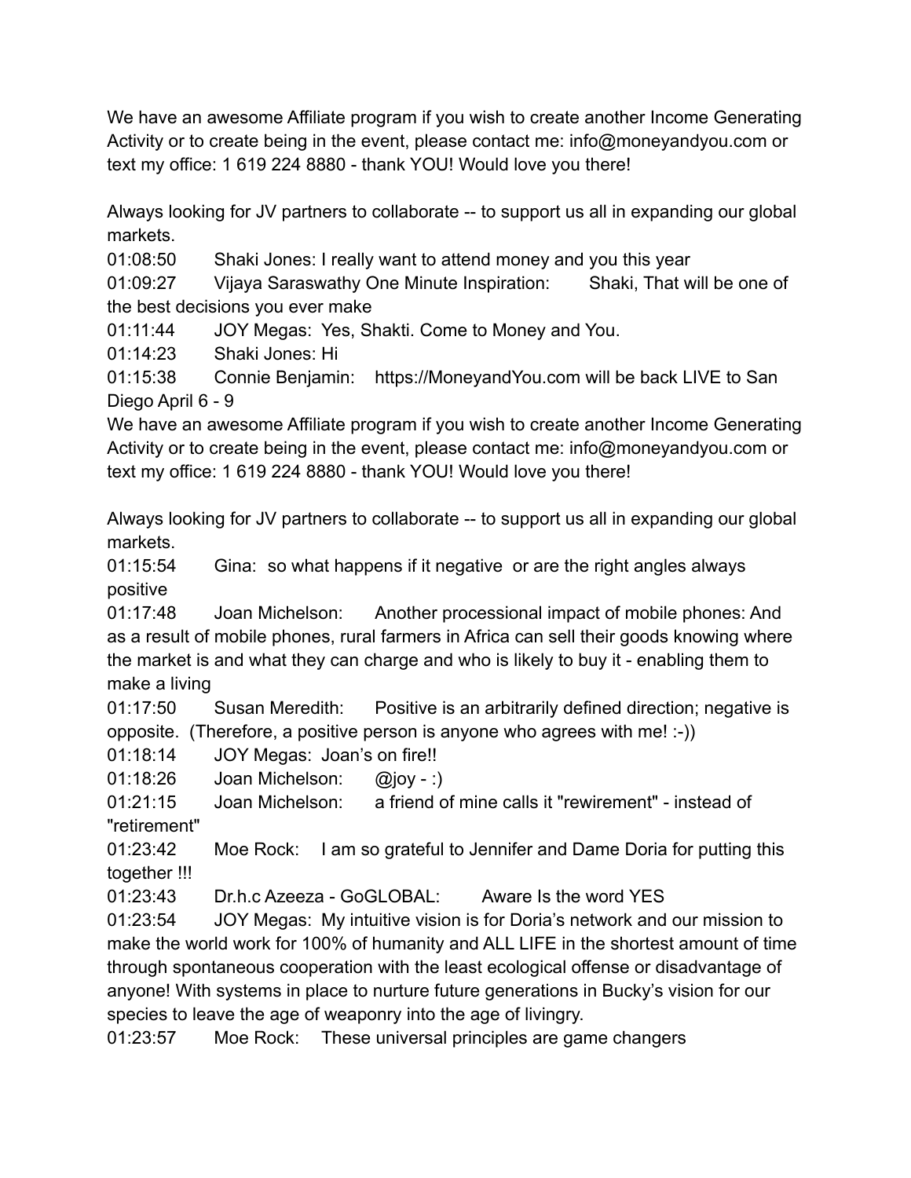We have an awesome Affiliate program if you wish to create another Income Generating Activity or to create being in the event, please contact me: info@moneyandyou.com or text my office: 1 619 224 8880 - thank YOU! Would love you there!

Always looking for JV partners to collaborate -- to support us all in expanding our global markets.

01:08:50 Shaki Jones: I really want to attend money and you this year

01:09:27 Vijaya Saraswathy One Minute Inspiration: Shaki, That will be one of the best decisions you ever make

01:11:44 JOY Megas: Yes, Shakti. Come to Money and You.

01:14:23 Shaki Jones: Hi

01:15:38 Connie Benjamin: https://MoneyandYou.com will be back LIVE to San Diego April 6 - 9

We have an awesome Affiliate program if you wish to create another Income Generating Activity or to create being in the event, please contact me: info@moneyandyou.com or text my office: 1 619 224 8880 - thank YOU! Would love you there!

Always looking for JV partners to collaborate -- to support us all in expanding our global markets.

01:15:54 Gina: so what happens if it negative or are the right angles always positive

01:17:48 Joan Michelson: Another processional impact of mobile phones: And as a result of mobile phones, rural farmers in Africa can sell their goods knowing where the market is and what they can charge and who is likely to buy it - enabling them to make a living

01:17:50 Susan Meredith: Positive is an arbitrarily defined direction; negative is opposite. (Therefore, a positive person is anyone who agrees with me! :-))

01:18:14 JOY Megas: Joan's on fire!!

01:18:26 Joan Michelson: @joy - :)

01:21:15 Joan Michelson: a friend of mine calls it "rewirement" - instead of "retirement"

01:23:42 Moe Rock: I am so grateful to Jennifer and Dame Doria for putting this together !!!

01:23:43 Dr.h.c Azeeza - GoGLOBAL: Aware Is the word YES

01:23:54 JOY Megas: My intuitive vision is for Doria's network and our mission to make the world work for 100% of humanity and ALL LIFE in the shortest amount of time through spontaneous cooperation with the least ecological offense or disadvantage of anyone! With systems in place to nurture future generations in Bucky's vision for our species to leave the age of weaponry into the age of livingry.

01:23:57 Moe Rock: These universal principles are game changers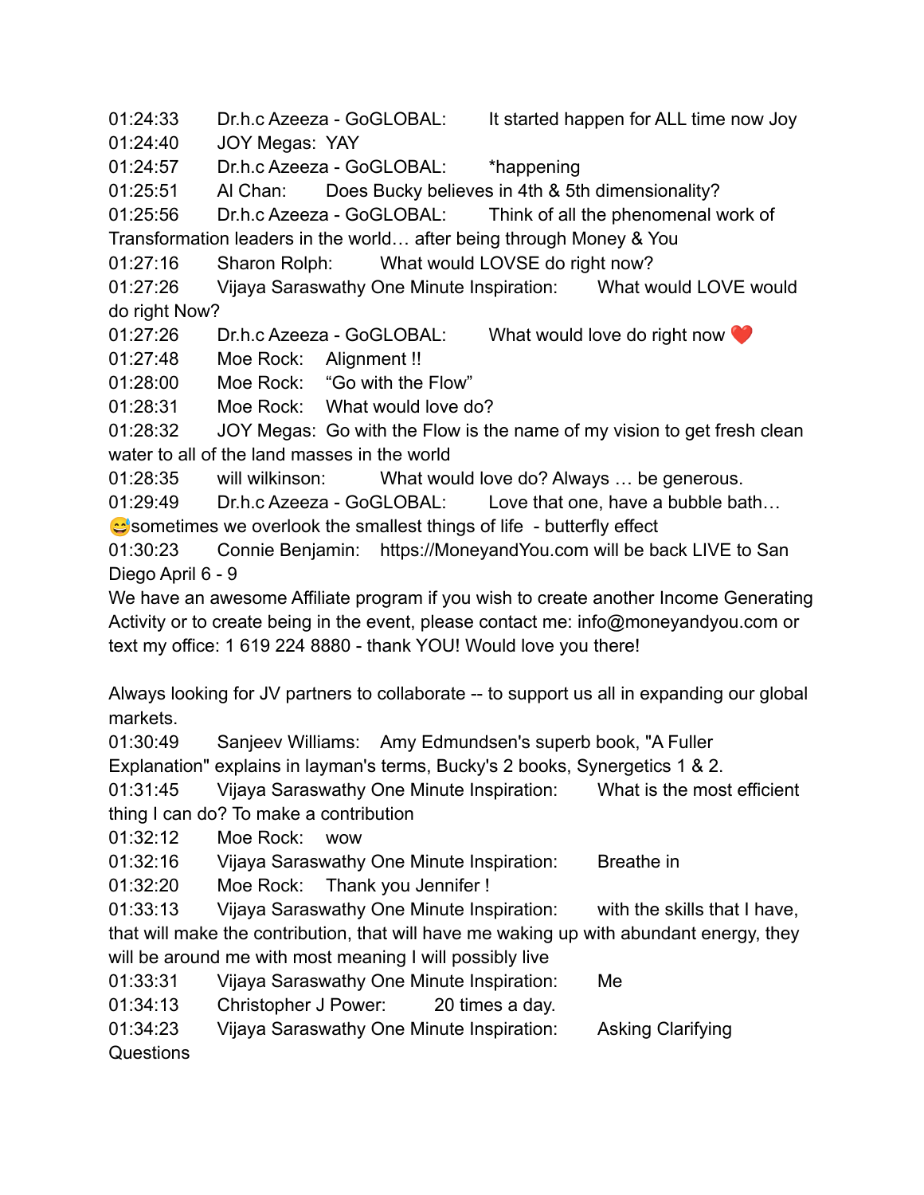01:24:33	Dr.h.c Azeeza - GoGLOBAL:	It started happen for ALL time now Joy

01:24:40	JOY Megas:	YAY

01:24:57	Dr.h.c Azeeza - GoGLOBAL:	*happening

01:25:51	Al Chan:	Does Bucky believes in 4th & 5th dimensionality?

01:25:56	Dr.h.c Azeeza - GoGLOBAL:	Think of all the phenomenal work of Transformation leaders in the world… after being through Money & You

01:27:16	Sharon Rolph:	What would LOVSE do right now?

01:27:26	Vijaya Saraswathy One Minute Inspiration:	What would LOVE would do right Now?

01:27:26	Dr.h.c Azeeza - GoGLOBAL:	What would love do right now ❤️

01:27:48	Moe Rock:	Alignment !!

01:28:00	Moe Rock:	“Go with the Flow”

01:28:31	Moe Rock:	What would love do?

01:28:32	JOY Megas:	Go with the Flow is the name of my vision to get fresh clean water to all of the land masses in the world

01:28:35	will wilkinson:	What would love do? Always … be generous.

01:29:49	Dr.h.c Azeeza - GoGLOBAL:	Love that one, have a bubble bath… 😅sometimes we overlook the smallest things of life - butterfly effect

01:30:23	Connie Benjamin:	https://MoneyandYou.com will be back LIVE to San Diego April 6 - 9
We have an awesome Affiliate program if you wish to create another Income Generating Activity or to create being in the event, please contact me: info@moneyandyou.com or text my office: 1 619 224 8880 - thank YOU! Would love you there!

Always looking for JV partners to collaborate -- to support us all in expanding our global markets.

01:30:49	Sanjeev Williams:	Amy Edmundsen's superb book, "A Fuller Explanation" explains in layman's terms, Bucky's 2 books, Synergetics 1 & 2.

01:31:45	Vijaya Saraswathy One Minute Inspiration:	What is the most efficient thing I can do? To make a contribution

01:32:12	Moe Rock:	wow

01:32:16	Vijaya Saraswathy One Minute Inspiration:	Breathe in

01:32:20	Moe Rock:	Thank you Jennifer !

01:33:13	Vijaya Saraswathy One Minute Inspiration:	with the skills that I have, that will make the contribution, that will have me waking up with abundant energy, they will be around me with most meaning I will possibly live

01:33:31	Vijaya Saraswathy One Minute Inspiration:	Me

01:34:13	Christopher J Power:	20 times a day.

01:34:23	Vijaya Saraswathy One Minute Inspiration:	Asking Clarifying Questions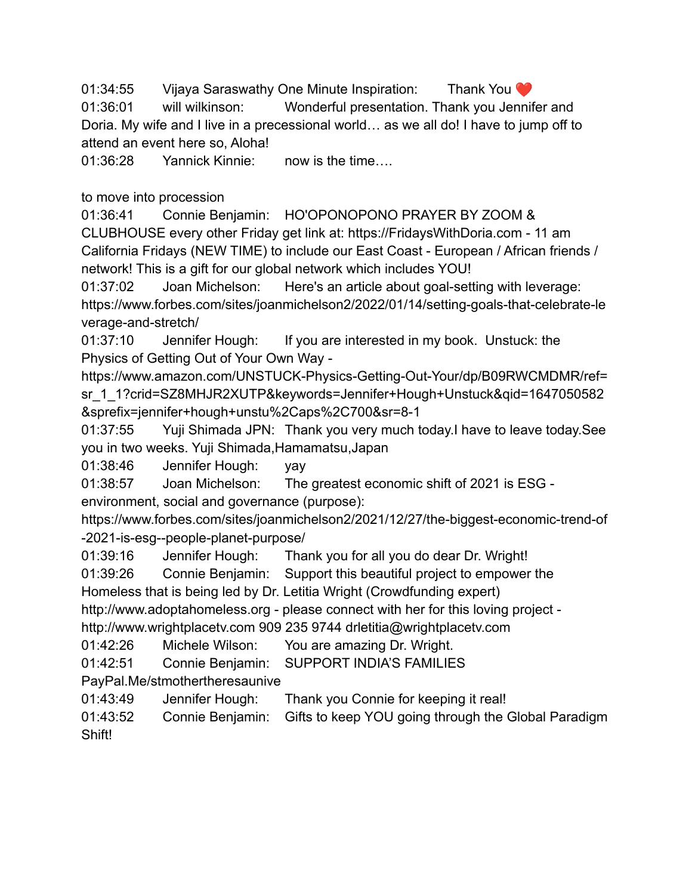01:34:55 Vijaya Saraswathy One Minute Inspiration: Thank You ❤️
01:36:01 will wilkinson: Wonderful presentation. Thank you Jennifer and Doria. My wife and I live in a precessional world… as we all do! I have to jump off to attend an event here so, Aloha!
01:36:28 Yannick Kinnie: now is the time….

to move into procession
01:36:41 Connie Benjamin: HO'OPONOPONO PRAYER BY ZOOM & CLUBHOUSE every other Friday get link at: https://FridaysWithDoria.com - 11 am California Fridays (NEW TIME) to include our East Coast - European / African friends / network! This is a gift for our global network which includes YOU!
01:37:02 Joan Michelson: Here's an article about goal-setting with leverage: https://www.forbes.com/sites/joanmichelson2/2022/01/14/setting-goals-that-celebrate-leverage-and-stretch/
01:37:10 Jennifer Hough: If you are interested in my book. Unstuck: the Physics of Getting Out of Your Own Way - https://www.amazon.com/UNSTUCK-Physics-Getting-Out-Your/dp/B09RWCMDMR/ref=sr_1_1?crid=SZ8MHJR2XUTP&keywords=Jennifer+Hough+Unstuck&qid=1647050582&sprefix=jennifer+hough+unstu%2Caps%2C700&sr=8-1
01:37:55 Yuji Shimada JPN: Thank you very much today.I have to leave today.See you in two weeks. Yuji Shimada,Hamamatsu,Japan
01:38:46 Jennifer Hough: yay
01:38:57 Joan Michelson: The greatest economic shift of 2021 is ESG - environment, social and governance (purpose): https://www.forbes.com/sites/joanmichelson2/2021/12/27/the-biggest-economic-trend-of-2021-is-esg--people-planet-purpose/
01:39:16 Jennifer Hough: Thank you for all you do dear Dr. Wright!
01:39:26 Connie Benjamin: Support this beautiful project to empower the Homeless that is being led by Dr. Letitia Wright (Crowdfunding expert) http://www.adoptahomeless.org - please connect with her for this loving project - http://www.wrightplacetv.com 909 235 9744 drletitia@wrightplacetv.com
01:42:26 Michele Wilson: You are amazing Dr. Wright.
01:42:51 Connie Benjamin: SUPPORT INDIA'S FAMILIES PayPal.Me/stmothertheresaunive
01:43:49 Jennifer Hough: Thank you Connie for keeping it real!
01:43:52 Connie Benjamin: Gifts to keep YOU going through the Global Paradigm Shift!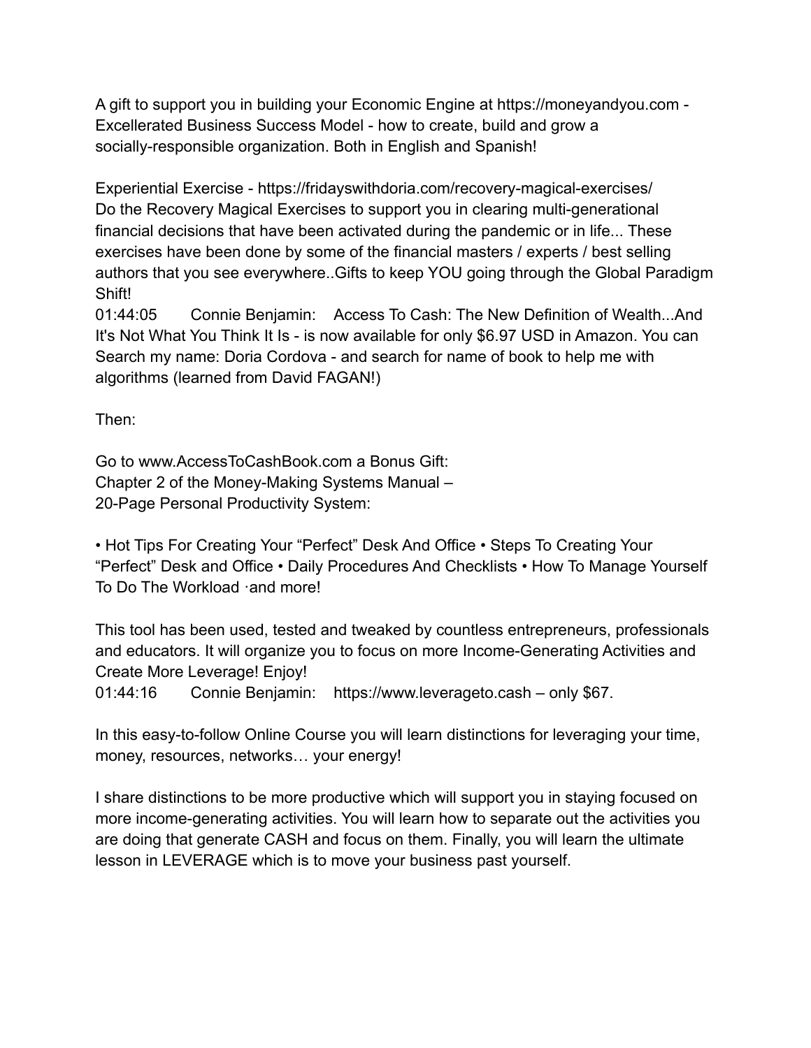A gift to support you in building your Economic Engine at https://moneyandyou.com - Excellerated Business Success Model - how to create, build and grow a socially-responsible organization. Both in English and Spanish!

Experiential Exercise - https://fridayswithdoria.com/recovery-magical-exercises/
Do the Recovery Magical Exercises to support you in clearing multi-generational financial decisions that have been activated during the pandemic or in life... These exercises have been done by some of the financial masters / experts / best selling authors that you see everywhere..Gifts to keep YOU going through the Global Paradigm Shift!
01:44:05 Connie Benjamin: Access To Cash: The New Definition of Wealth...And It's Not What You Think It Is - is now available for only $6.97 USD in Amazon. You can Search my name: Doria Cordova - and search for name of book to help me with algorithms (learned from David FAGAN!)

Then:

Go to www.AccessToCashBook.com a Bonus Gift:
Chapter 2 of the Money-Making Systems Manual –
20-Page Personal Productivity System:

• Hot Tips For Creating Your "Perfect" Desk And Office • Steps To Creating Your "Perfect" Desk and Office • Daily Procedures And Checklists • How To Manage Yourself To Do The Workload ·and more!

This tool has been used, tested and tweaked by countless entrepreneurs, professionals and educators. It will organize you to focus on more Income-Generating Activities and Create More Leverage! Enjoy!
01:44:16 Connie Benjamin: https://www.leverageto.cash – only $67.

In this easy-to-follow Online Course you will learn distinctions for leveraging your time, money, resources, networks… your energy!

I share distinctions to be more productive which will support you in staying focused on more income-generating activities. You will learn how to separate out the activities you are doing that generate CASH and focus on them. Finally, you will learn the ultimate lesson in LEVERAGE which is to move your business past yourself.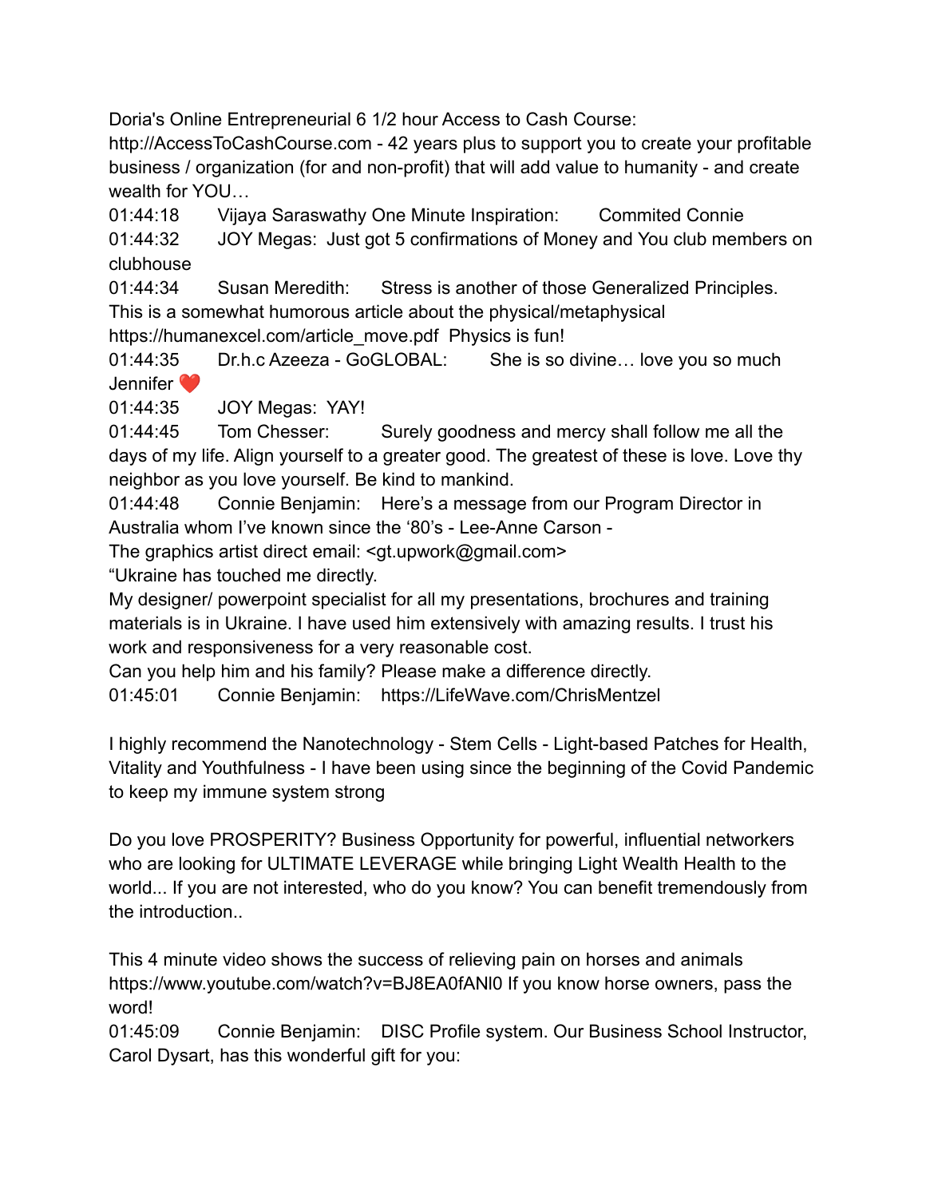Doria's Online Entrepreneurial 6 1/2 hour Access to Cash Course: http://AccessToCashCourse.com - 42 years plus to support you to create your profitable business / organization (for and non-profit) that will add value to humanity - and create wealth for YOU…

01:44:18 Vijaya Saraswathy One Minute Inspiration: Commited Connie

01:44:32 JOY Megas: Just got 5 confirmations of Money and You club members on clubhouse

01:44:34 Susan Meredith: Stress is another of those Generalized Principles. This is a somewhat humorous article about the physical/metaphysical https://humanexcel.com/article_move.pdf Physics is fun!

01:44:35 Dr.h.c Azeeza - GoGLOBAL: She is so divine… love you so much Jennifer ❤️

01:44:35 JOY Megas: YAY!

01:44:45 Tom Chesser: Surely goodness and mercy shall follow me all the days of my life. Align yourself to a greater good. The greatest of these is love. Love thy neighbor as you love yourself. Be kind to mankind.

01:44:48 Connie Benjamin: Here's a message from our Program Director in Australia whom I've known since the '80's - Lee-Anne Carson -
The graphics artist direct email: <gt.upwork@gmail.com>
"Ukraine has touched me directly.
My designer/ powerpoint specialist for all my presentations, brochures and training materials is in Ukraine. I have used him extensively with amazing results. I trust his work and responsiveness for a very reasonable cost.
Can you help him and his family? Please make a difference directly.

01:45:01 Connie Benjamin: https://LifeWave.com/ChrisMentzel

I highly recommend the Nanotechnology - Stem Cells - Light-based Patches for Health, Vitality and Youthfulness - I have been using since the beginning of the Covid Pandemic to keep my immune system strong

Do you love PROSPERITY? Business Opportunity for powerful, influential networkers who are looking for ULTIMATE LEVERAGE while bringing Light Wealth Health to the world... If you are not interested, who do you know? You can benefit tremendously from the introduction..

This 4 minute video shows the success of relieving pain on horses and animals https://www.youtube.com/watch?v=BJ8EA0fANl0 If you know horse owners, pass the word!

01:45:09 Connie Benjamin: DISC Profile system. Our Business School Instructor, Carol Dysart, has this wonderful gift for you: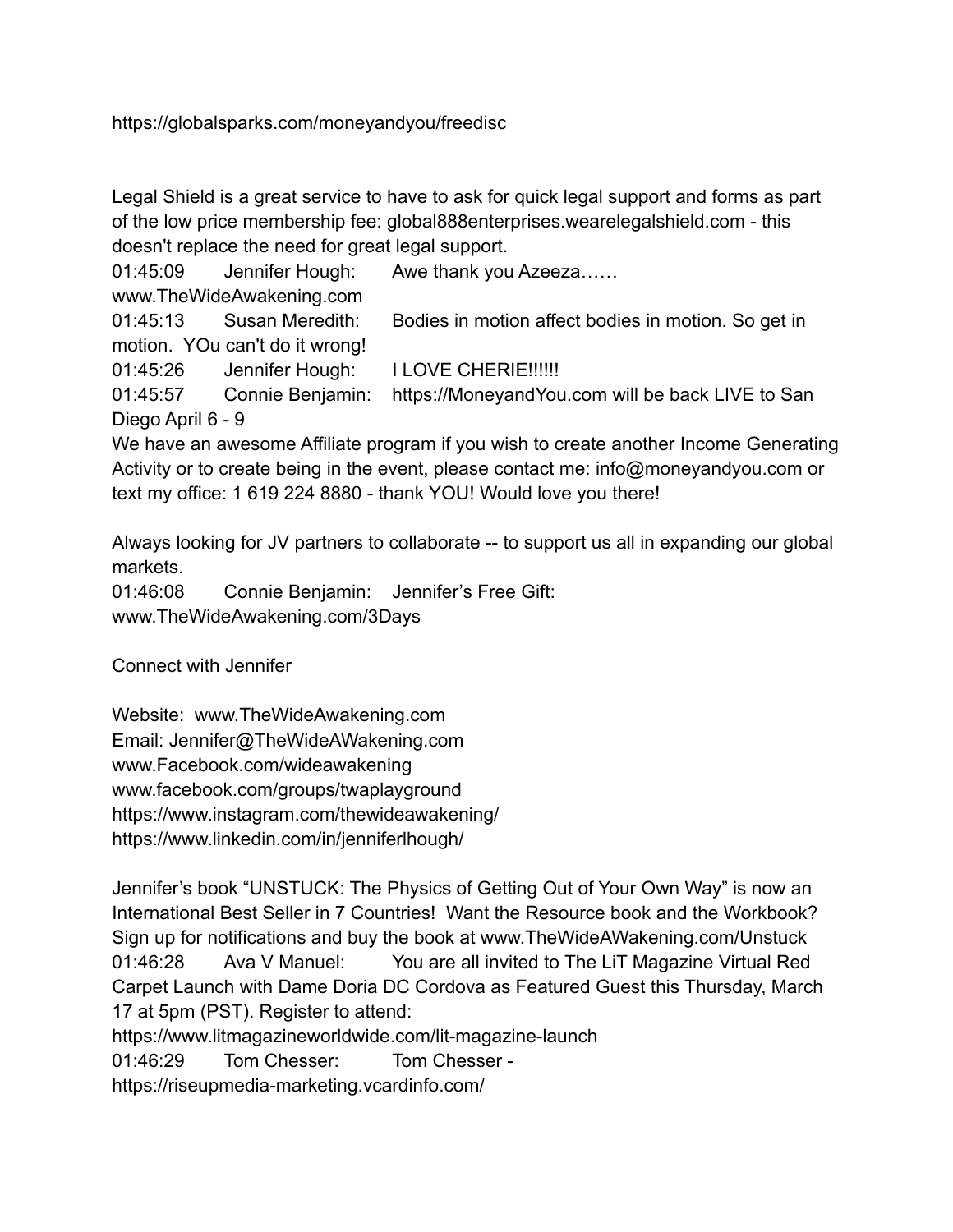https://globalsparks.com/moneyandyou/freedisc

Legal Shield is a great service to have to ask for quick legal support and forms as part of the low price membership fee: global888enterprises.wearelegalshield.com - this doesn't replace the need for great legal support.

01:45:09 Jennifer Hough: Awe thank you Azeeza…… www.TheWideAwakening.com

01:45:13 Susan Meredith: Bodies in motion affect bodies in motion. So get in motion. YOu can't do it wrong!

01:45:26 Jennifer Hough: I LOVE CHERIE!!!!!!

01:45:57 Connie Benjamin: https://MoneyandYou.com will be back LIVE to San Diego April 6 - 9

We have an awesome Affiliate program if you wish to create another Income Generating Activity or to create being in the event, please contact me: info@moneyandyou.com or text my office: 1 619 224 8880 - thank YOU! Would love you there!

Always looking for JV partners to collaborate -- to support us all in expanding our global markets.

01:46:08 Connie Benjamin: Jennifer's Free Gift: www.TheWideAwakening.com/3Days

Connect with Jennifer

Website: www.TheWideAwakening.com
Email: Jennifer@TheWideAWakening.com
www.Facebook.com/wideawakening
www.facebook.com/groups/twaplayground
https://www.instagram.com/thewideawakening/
https://www.linkedin.com/in/jenniferlhough/

Jennifer's book "UNSTUCK: The Physics of Getting Out of Your Own Way" is now an International Best Seller in 7 Countries! Want the Resource book and the Workbook? Sign up for notifications and buy the book at www.TheWideAWakening.com/Unstuck

01:46:28 Ava V Manuel: You are all invited to The LiT Magazine Virtual Red Carpet Launch with Dame Doria DC Cordova as Featured Guest this Thursday, March 17 at 5pm (PST). Register to attend: https://www.litmagazineworldwide.com/lit-magazine-launch

01:46:29 Tom Chesser: Tom Chesser - https://riseupmedia-marketing.vcardinfo.com/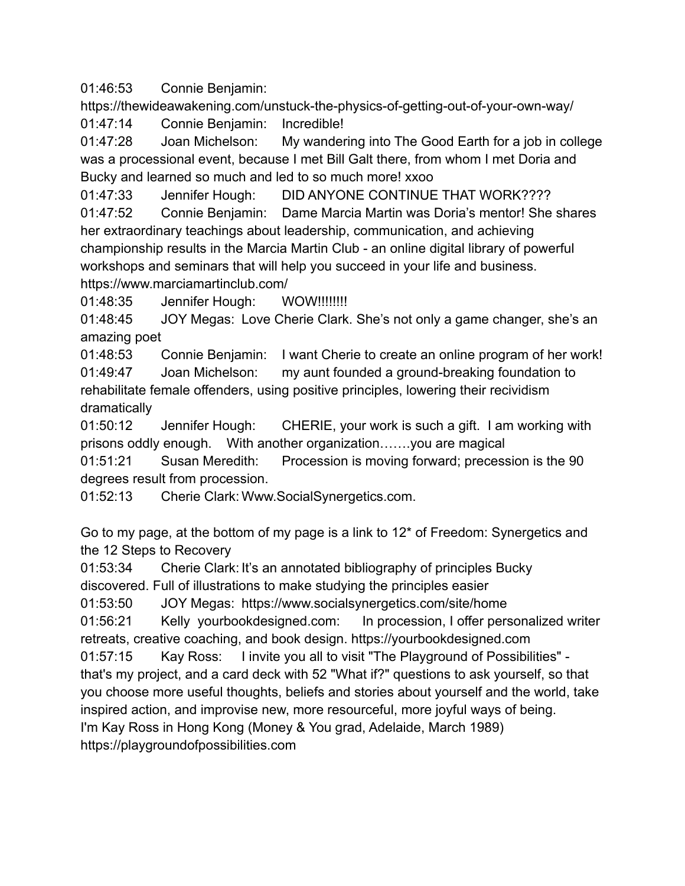01:46:53 Connie Benjamin:
https://thewideawakening.com/unstuck-the-physics-of-getting-out-of-your-own-way/

01:47:14 Connie Benjamin: Incredible!

01:47:28 Joan Michelson: My wandering into The Good Earth for a job in college was a processional event, because I met Bill Galt there, from whom I met Doria and Bucky and learned so much and led to so much more! xxoo

01:47:33 Jennifer Hough: DID ANYONE CONTINUE THAT WORK????

01:47:52 Connie Benjamin: Dame Marcia Martin was Doria's mentor! She shares her extraordinary teachings about leadership, communication, and achieving championship results in the Marcia Martin Club - an online digital library of powerful workshops and seminars that will help you succeed in your life and business.
https://www.marciamartinclub.com/

01:48:35 Jennifer Hough: WOW!!!!!!!!

01:48:45 JOY Megas: Love Cherie Clark. She's not only a game changer, she's an amazing poet

01:48:53 Connie Benjamin: I want Cherie to create an online program of her work!

01:49:47 Joan Michelson: my aunt founded a ground-breaking foundation to rehabilitate female offenders, using positive principles, lowering their recividism dramatically

01:50:12 Jennifer Hough: CHERIE, your work is such a gift. I am working with prisons oddly enough. With another organization…….you are magical

01:51:21 Susan Meredith: Procession is moving forward; precession is the 90 degrees result from procession.

01:52:13 Cherie Clark: Www.SocialSynergetics.com.

Go to my page, at the bottom of my page is a link to 12* of Freedom: Synergetics and the 12 Steps to Recovery

01:53:34 Cherie Clark: It's an annotated bibliography of principles Bucky discovered. Full of illustrations to make studying the principles easier

01:53:50 JOY Megas: https://www.socialsynergetics.com/site/home

01:56:21 Kelly yourbookdesigned.com: In procession, I offer personalized writer retreats, creative coaching, and book design. https://yourbookdesigned.com

01:57:15 Kay Ross: I invite you all to visit "The Playground of Possibilities" - that's my project, and a card deck with 52 "What if?" questions to ask yourself, so that you choose more useful thoughts, beliefs and stories about yourself and the world, take inspired action, and improvise new, more resourceful, more joyful ways of being.
I'm Kay Ross in Hong Kong (Money & You grad, Adelaide, March 1989)
https://playgroundofpossibilities.com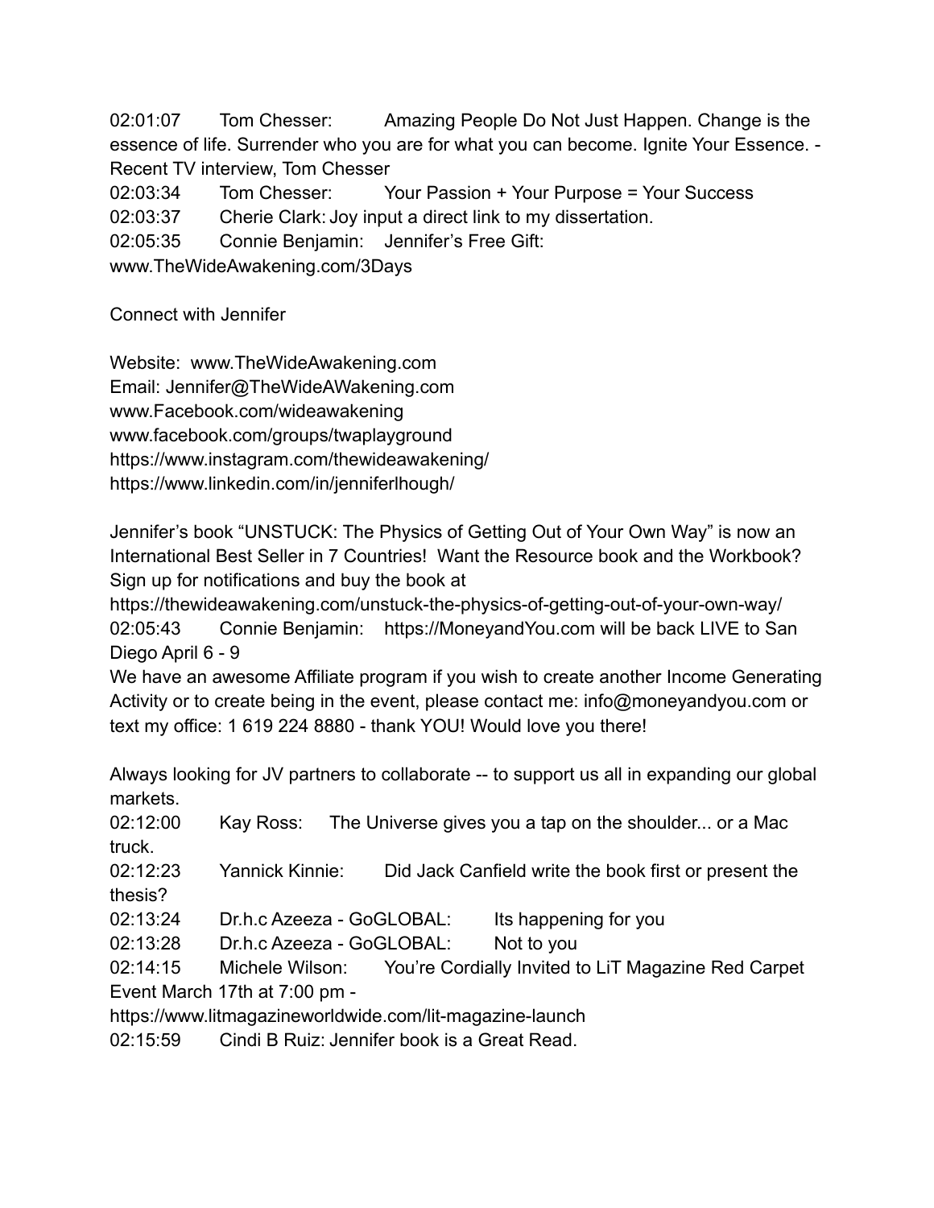02:01:07 Tom Chesser: Amazing People Do Not Just Happen. Change is the essence of life. Surrender who you are for what you can become. Ignite Your Essence. - Recent TV interview, Tom Chesser
02:03:34 Tom Chesser: Your Passion + Your Purpose = Your Success
02:03:37 Cherie Clark: Joy input a direct link to my dissertation.
02:05:35 Connie Benjamin: Jennifer's Free Gift: www.TheWideAwakening.com/3Days

Connect with Jennifer

Website: www.TheWideAwakening.com
Email: Jennifer@TheWideAWakening.com
www.Facebook.com/wideawakening
www.facebook.com/groups/twaplayground
https://www.instagram.com/thewideawakening/
https://www.linkedin.com/in/jenniferlhough/

Jennifer's book "UNSTUCK: The Physics of Getting Out of Your Own Way" is now an International Best Seller in 7 Countries! Want the Resource book and the Workbook? Sign up for notifications and buy the book at https://thewideawakening.com/unstuck-the-physics-of-getting-out-of-your-own-way/
02:05:43 Connie Benjamin: https://MoneyandYou.com will be back LIVE to San Diego April 6 - 9
We have an awesome Affiliate program if you wish to create another Income Generating Activity or to create being in the event, please contact me: info@moneyandyou.com or text my office: 1 619 224 8880 - thank YOU! Would love you there!

Always looking for JV partners to collaborate -- to support us all in expanding our global markets.
02:12:00 Kay Ross: The Universe gives you a tap on the shoulder... or a Mac truck.
02:12:23 Yannick Kinnie: Did Jack Canfield write the book first or present the thesis?
02:13:24 Dr.h.c Azeeza - GoGLOBAL: Its happening for you
02:13:28 Dr.h.c Azeeza - GoGLOBAL: Not to you
02:14:15 Michele Wilson: You're Cordially Invited to LiT Magazine Red Carpet Event March 17th at 7:00 pm - https://www.litmagazineworldwide.com/lit-magazine-launch
02:15:59 Cindi B Ruiz: Jennifer book is a Great Read.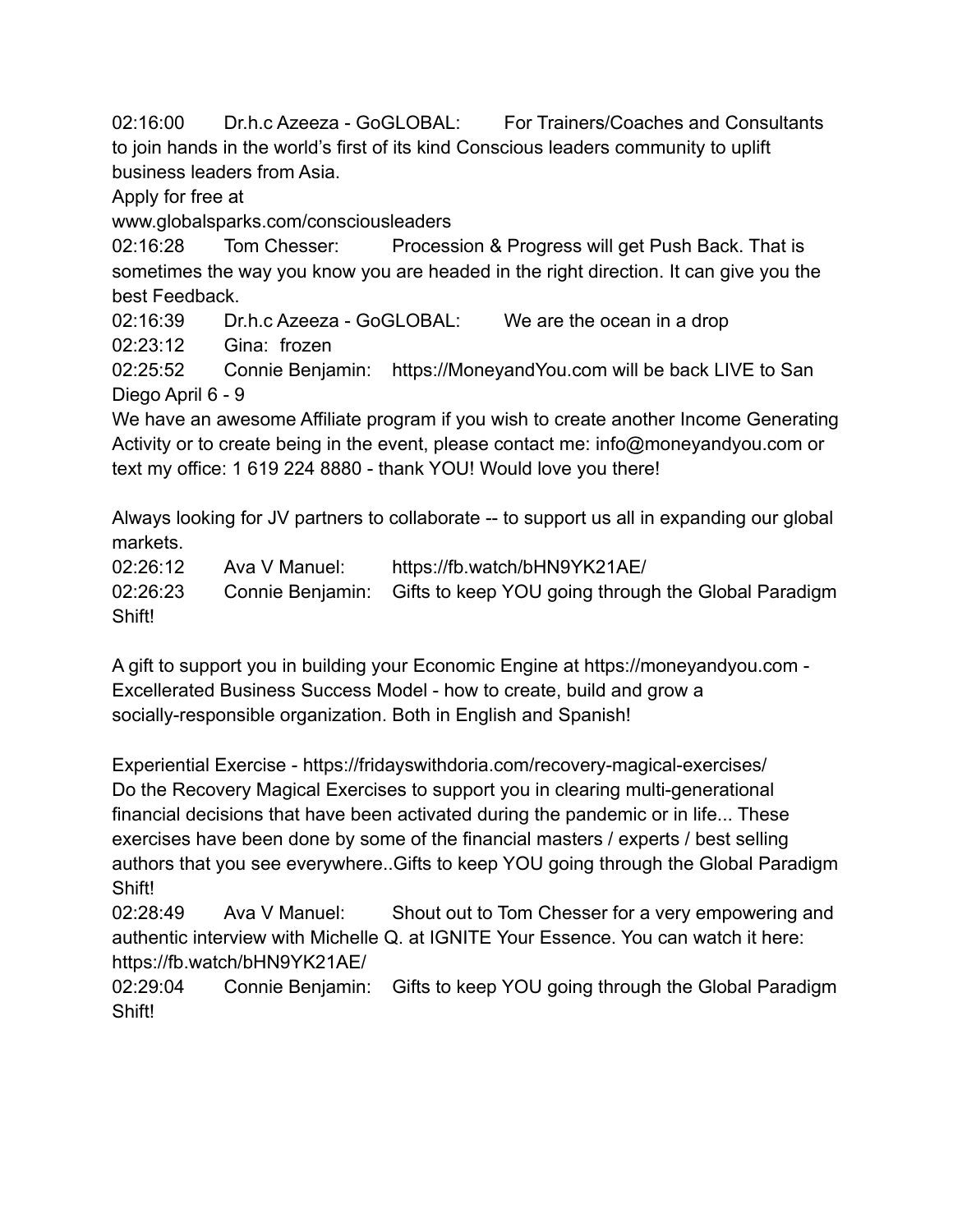02:16:00 Dr.h.c Azeeza - GoGLOBAL: For Trainers/Coaches and Consultants to join hands in the world's first of its kind Conscious leaders community to uplift business leaders from Asia.

Apply for free at

www.globalsparks.com/consciousleaders

02:16:28 Tom Chesser: Procession & Progress will get Push Back. That is sometimes the way you know you are headed in the right direction. It can give you the best Feedback.

02:16:39 Dr.h.c Azeeza - GoGLOBAL: We are the ocean in a drop

02:23:12 Gina: frozen

02:25:52 Connie Benjamin: https://MoneyandYou.com will be back LIVE to San Diego April 6 - 9

We have an awesome Affiliate program if you wish to create another Income Generating Activity or to create being in the event, please contact me: info@moneyandyou.com or text my office: 1 619 224 8880 - thank YOU! Would love you there!

Always looking for JV partners to collaborate -- to support us all in expanding our global markets.

02:26:12 Ava V Manuel: https://fb.watch/bHN9YK21AE/

02:26:23 Connie Benjamin: Gifts to keep YOU going through the Global Paradigm Shift!

A gift to support you in building your Economic Engine at https://moneyandyou.com - Excellerated Business Success Model - how to create, build and grow a socially-responsible organization. Both in English and Spanish!

Experiential Exercise - https://fridayswithdoria.com/recovery-magical-exercises/

Do the Recovery Magical Exercises to support you in clearing multi-generational financial decisions that have been activated during the pandemic or in life... These exercises have been done by some of the financial masters / experts / best selling authors that you see everywhere..Gifts to keep YOU going through the Global Paradigm Shift!

02:28:49 Ava V Manuel: Shout out to Tom Chesser for a very empowering and authentic interview with Michelle Q. at IGNITE Your Essence. You can watch it here: https://fb.watch/bHN9YK21AE/

02:29:04 Connie Benjamin: Gifts to keep YOU going through the Global Paradigm Shift!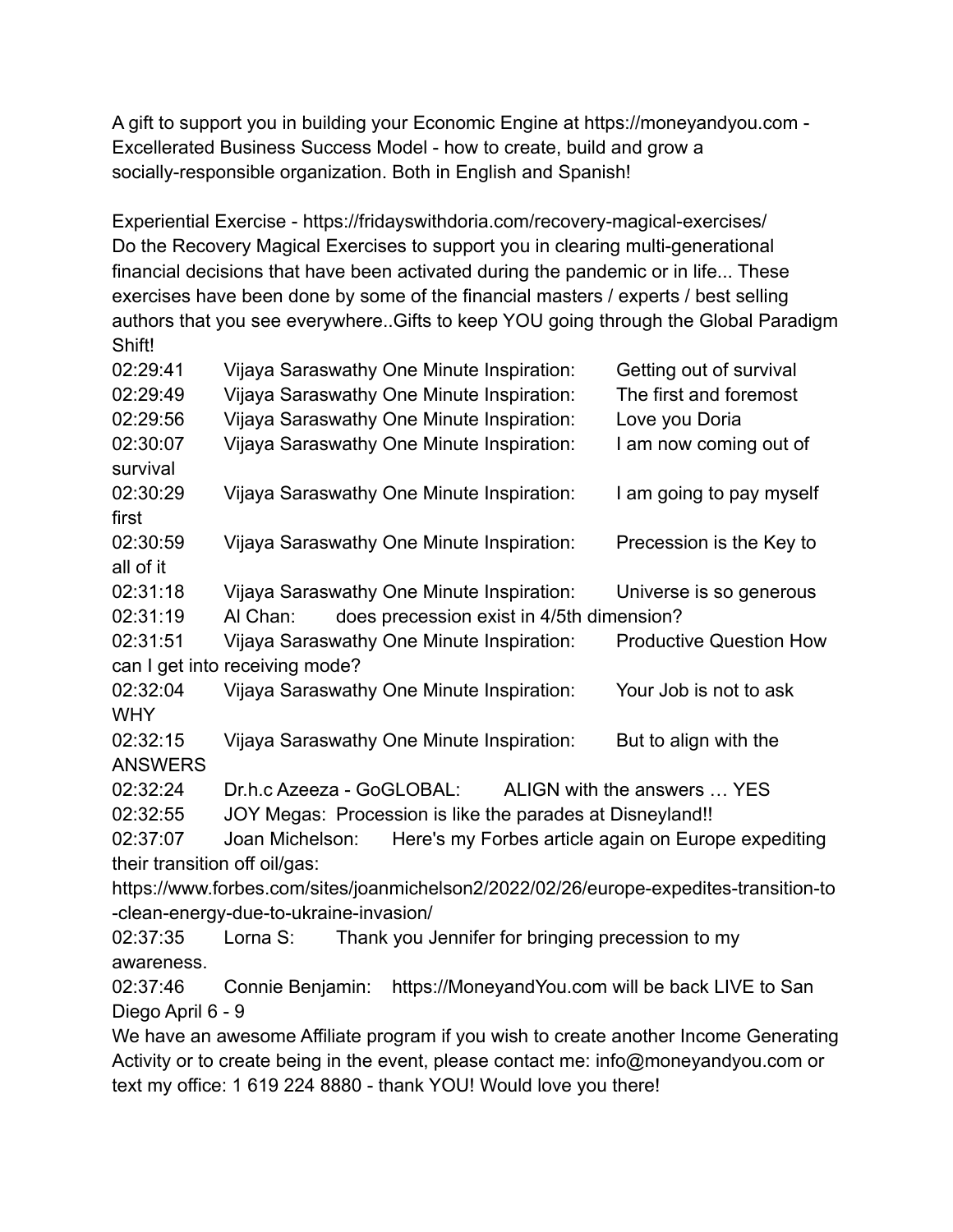A gift to support you in building your Economic Engine at https://moneyandyou.com - Excellerated Business Success Model - how to create, build and grow a socially-responsible organization. Both in English and Spanish!

Experiential Exercise - https://fridayswithdoria.com/recovery-magical-exercises/
Do the Recovery Magical Exercises to support you in clearing multi-generational financial decisions that have been activated during the pandemic or in life... These exercises have been done by some of the financial masters / experts / best selling authors that you see everywhere..Gifts to keep YOU going through the Global Paradigm Shift!

02:29:41 Vijaya Saraswathy One Minute Inspiration: Getting out of survival
02:29:49 Vijaya Saraswathy One Minute Inspiration: The first and foremost
02:29:56 Vijaya Saraswathy One Minute Inspiration: Love you Doria
02:30:07 Vijaya Saraswathy One Minute Inspiration: I am now coming out of survival
02:30:29 Vijaya Saraswathy One Minute Inspiration: I am going to pay myself first
02:30:59 Vijaya Saraswathy One Minute Inspiration: Precession is the Key to all of it
02:31:18 Vijaya Saraswathy One Minute Inspiration: Universe is so generous
02:31:19 Al Chan: does precession exist in 4/5th dimension?
02:31:51 Vijaya Saraswathy One Minute Inspiration: Productive Question How can I get into receiving mode?
02:32:04 Vijaya Saraswathy One Minute Inspiration: Your Job is not to ask WHY
02:32:15 Vijaya Saraswathy One Minute Inspiration: But to align with the ANSWERS
02:32:24 Dr.h.c Azeeza - GoGLOBAL: ALIGN with the answers … YES
02:32:55 JOY Megas: Procession is like the parades at Disneyland!!
02:37:07 Joan Michelson: Here's my Forbes article again on Europe expediting their transition off oil/gas:
https://www.forbes.com/sites/joanmichelson2/2022/02/26/europe-expedites-transition-to-clean-energy-due-to-ukraine-invasion/
02:37:35 Lorna S: Thank you Jennifer for bringing precession to my awareness.
02:37:46 Connie Benjamin: https://MoneyandYou.com will be back LIVE to San Diego April 6 - 9
We have an awesome Affiliate program if you wish to create another Income Generating Activity or to create being in the event, please contact me: info@moneyandyou.com or text my office: 1 619 224 8880 - thank YOU! Would love you there!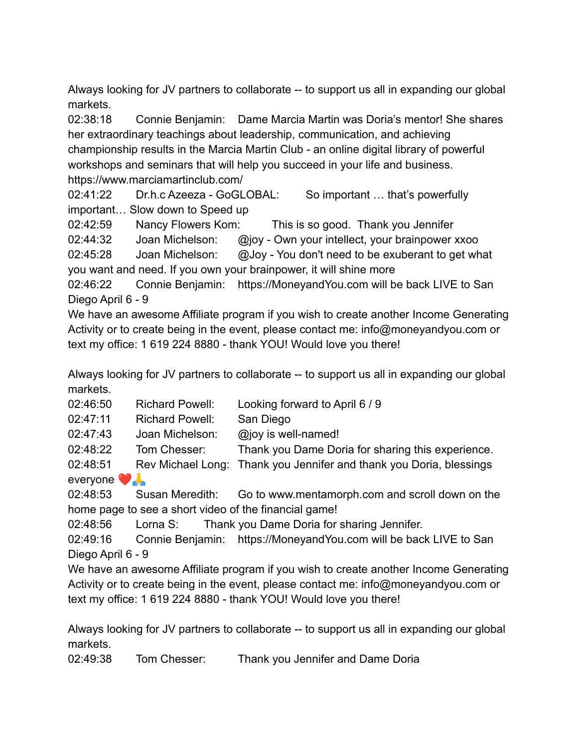Always looking for JV partners to collaborate -- to support us all in expanding our global markets.

02:38:18 Connie Benjamin: Dame Marcia Martin was Doria's mentor! She shares her extraordinary teachings about leadership, communication, and achieving championship results in the Marcia Martin Club - an online digital library of powerful workshops and seminars that will help you succeed in your life and business. https://www.marciamartinclub.com/

02:41:22 Dr.h.c Azeeza - GoGLOBAL: So important … that's powerfully important… Slow down to Speed up

02:42:59 Nancy Flowers Kom: This is so good. Thank you Jennifer

02:44:32 Joan Michelson: @joy - Own your intellect, your brainpower xxoo

02:45:28 Joan Michelson: @Joy - You don't need to be exuberant to get what you want and need. If you own your brainpower, it will shine more

02:46:22 Connie Benjamin: https://MoneyandYou.com will be back LIVE to San Diego April 6 - 9

We have an awesome Affiliate program if you wish to create another Income Generating Activity or to create being in the event, please contact me: info@moneyandyou.com or text my office: 1 619 224 8880 - thank YOU! Would love you there!

Always looking for JV partners to collaborate -- to support us all in expanding our global markets.

02:46:50 Richard Powell: Looking forward to April 6 / 9

02:47:11 Richard Powell: San Diego

02:47:43 Joan Michelson: @joy is well-named!

02:48:22 Tom Chesser: Thank you Dame Doria for sharing this experience.

02:48:51 Rev Michael Long: Thank you Jennifer and thank you Doria, blessings everyone ❤️🙏

02:48:53 Susan Meredith: Go to www.mentamorph.com and scroll down on the home page to see a short video of the financial game!

02:48:56 Lorna S: Thank you Dame Doria for sharing Jennifer.

02:49:16 Connie Benjamin: https://MoneyandYou.com will be back LIVE to San Diego April 6 - 9

We have an awesome Affiliate program if you wish to create another Income Generating Activity or to create being in the event, please contact me: info@moneyandyou.com or text my office: 1 619 224 8880 - thank YOU! Would love you there!

Always looking for JV partners to collaborate -- to support us all in expanding our global markets.

02:49:38 Tom Chesser: Thank you Jennifer and Dame Doria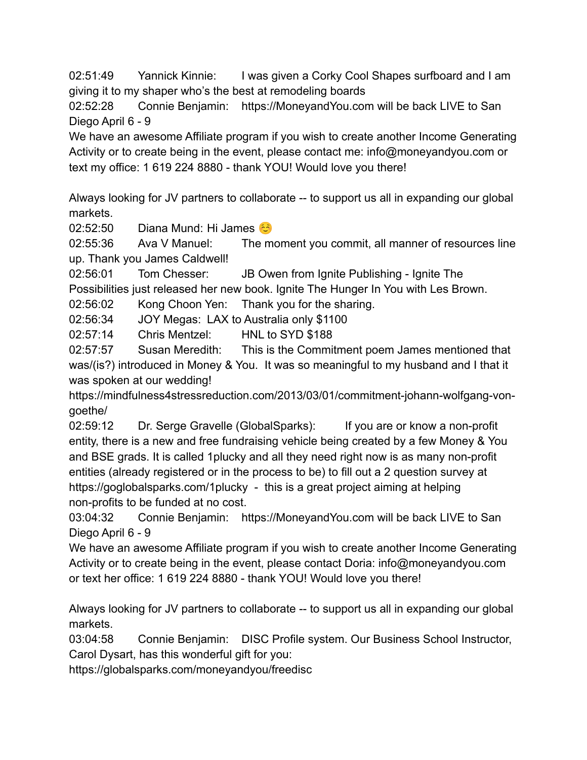02:51:49 Yannick Kinnie: I was given a Corky Cool Shapes surfboard and I am giving it to my shaper who's the best at remodeling boards
02:52:28 Connie Benjamin: https://MoneyandYou.com will be back LIVE to San Diego April 6 - 9
We have an awesome Affiliate program if you wish to create another Income Generating Activity or to create being in the event, please contact me: info@moneyandyou.com or text my office: 1 619 224 8880 - thank YOU! Would love you there!

Always looking for JV partners to collaborate -- to support us all in expanding our global markets.
02:52:50 Diana Mund: Hi James ☺️
02:55:36 Ava V Manuel: The moment you commit, all manner of resources line up. Thank you James Caldwell!
02:56:01 Tom Chesser: JB Owen from Ignite Publishing - Ignite The Possibilities just released her new book. Ignite The Hunger In You with Les Brown.
02:56:02 Kong Choon Yen: Thank you for the sharing.
02:56:34 JOY Megas: LAX to Australia only $1100
02:57:14 Chris Mentzel: HNL to SYD $188
02:57:57 Susan Meredith: This is the Commitment poem James mentioned that was/(is?) introduced in Money & You. It was so meaningful to my husband and I that it was spoken at our wedding!
https://mindfulness4stressreduction.com/2013/03/01/commitment-johann-wolfgang-von-goethe/
02:59:12 Dr. Serge Gravelle (GlobalSparks): If you are or know a non-profit entity, there is a new and free fundraising vehicle being created by a few Money & You and BSE grads. It is called 1plucky and all they need right now is as many non-profit entities (already registered or in the process to be) to fill out a 2 question survey at https://goglobalsparks.com/1plucky - this is a great project aiming at helping non-profits to be funded at no cost.
03:04:32 Connie Benjamin: https://MoneyandYou.com will be back LIVE to San Diego April 6 - 9
We have an awesome Affiliate program if you wish to create another Income Generating Activity or to create being in the event, please contact Doria: info@moneyandyou.com or text her office: 1 619 224 8880 - thank YOU! Would love you there!

Always looking for JV partners to collaborate -- to support us all in expanding our global markets.
03:04:58 Connie Benjamin: DISC Profile system. Our Business School Instructor, Carol Dysart, has this wonderful gift for you:
https://globalsparks.com/moneyandyou/freedisc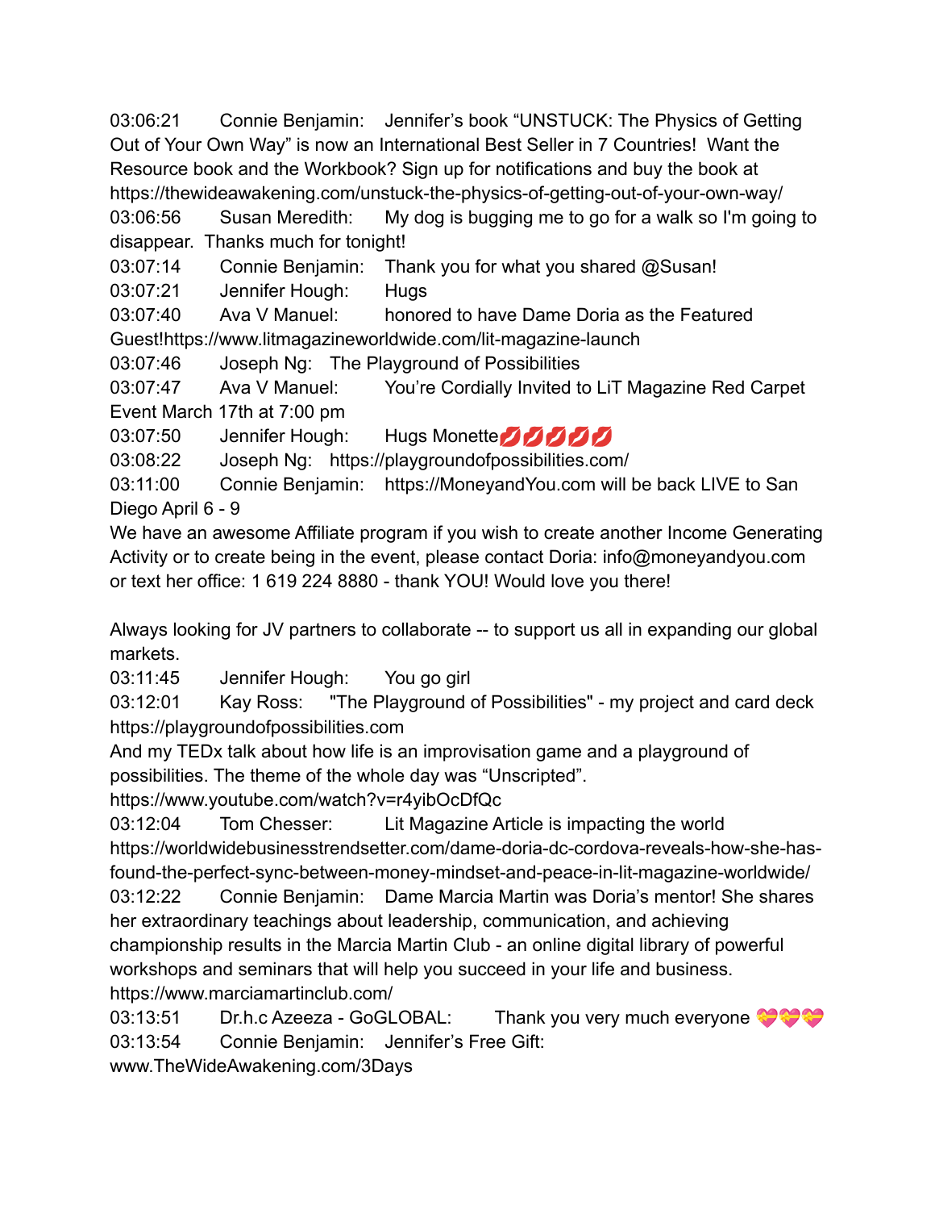03:06:21 Connie Benjamin: Jennifer's book "UNSTUCK: The Physics of Getting Out of Your Own Way" is now an International Best Seller in 7 Countries! Want the Resource book and the Workbook? Sign up for notifications and buy the book at https://thewideawakening.com/unstuck-the-physics-of-getting-out-of-your-own-way/
03:06:56 Susan Meredith: My dog is bugging me to go for a walk so I'm going to disappear. Thanks much for tonight!
03:07:14 Connie Benjamin: Thank you for what you shared @Susan!
03:07:21 Jennifer Hough: Hugs
03:07:40 Ava V Manuel: honored to have Dame Doria as the Featured Guest!https://www.litmagazineworldwide.com/lit-magazine-launch
03:07:46 Joseph Ng: The Playground of Possibilities
03:07:47 Ava V Manuel: You're Cordially Invited to LiT Magazine Red Carpet Event March 17th at 7:00 pm
03:07:50 Jennifer Hough: Hugs Monette💋💋💋💋💋
03:08:22 Joseph Ng: https://playgroundofpossibilities.com/
03:11:00 Connie Benjamin: https://MoneyandYou.com will be back LIVE to San Diego April 6 - 9
We have an awesome Affiliate program if you wish to create another Income Generating Activity or to create being in the event, please contact Doria: info@moneyandyou.com or text her office: 1 619 224 8880 - thank YOU! Would love you there!

Always looking for JV partners to collaborate -- to support us all in expanding our global markets.
03:11:45 Jennifer Hough: You go girl
03:12:01 Kay Ross: "The Playground of Possibilities" - my project and card deck https://playgroundofpossibilities.com
And my TEDx talk about how life is an improvisation game and a playground of possibilities. The theme of the whole day was "Unscripted".
https://www.youtube.com/watch?v=r4yibOcDfQc
03:12:04 Tom Chesser: Lit Magazine Article is impacting the world https://worldwidebusinesstrendsetter.com/dame-doria-dc-cordova-reveals-how-she-has-found-the-perfect-sync-between-money-mindset-and-peace-in-lit-magazine-worldwide/
03:12:22 Connie Benjamin: Dame Marcia Martin was Doria's mentor! She shares her extraordinary teachings about leadership, communication, and achieving championship results in the Marcia Martin Club - an online digital library of powerful workshops and seminars that will help you succeed in your life and business. https://www.marciamartinclub.com/
03:13:51 Dr.h.c Azeeza - GoGLOBAL: Thank you very much everyone 💝💝💝
03:13:54 Connie Benjamin: Jennifer's Free Gift: www.TheWideAwakening.com/3Days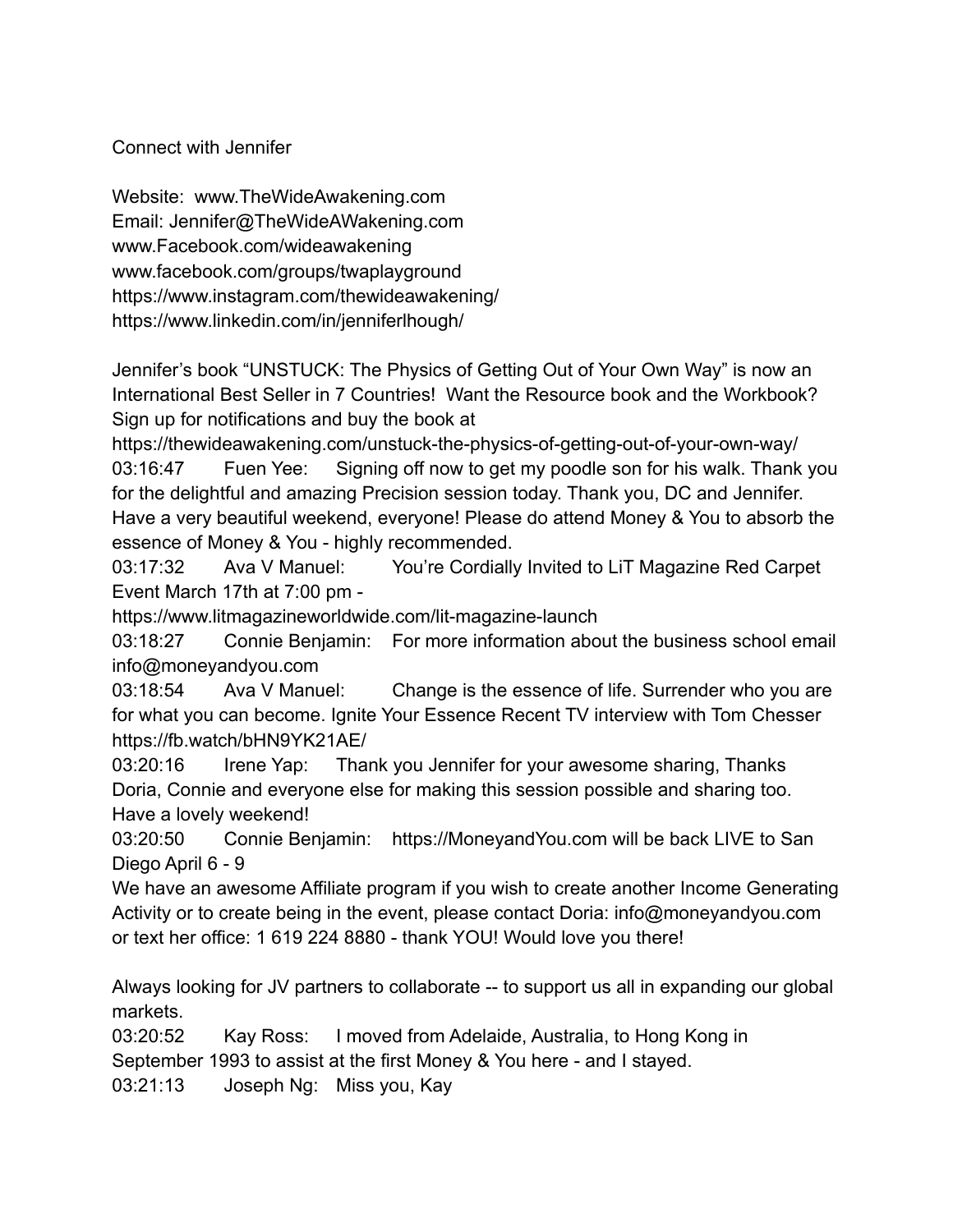Connect with Jennifer

Website: www.TheWideAwakening.com
Email: Jennifer@TheWideAWakening.com
www.Facebook.com/wideawakening
www.facebook.com/groups/twaplayground
https://www.instagram.com/thewideawakening/
https://www.linkedin.com/in/jenniferlhough/

Jennifer's book "UNSTUCK: The Physics of Getting Out of Your Own Way" is now an International Best Seller in 7 Countries! Want the Resource book and the Workbook? Sign up for notifications and buy the book at
https://thewideawakening.com/unstuck-the-physics-of-getting-out-of-your-own-way/
03:16:47 Fuen Yee: Signing off now to get my poodle son for his walk. Thank you for the delightful and amazing Precision session today. Thank you, DC and Jennifer. Have a very beautiful weekend, everyone! Please do attend Money & You to absorb the essence of Money & You - highly recommended.
03:17:32 Ava V Manuel: You're Cordially Invited to LiT Magazine Red Carpet Event March 17th at 7:00 pm -
https://www.litmagazineworldwide.com/lit-magazine-launch
03:18:27 Connie Benjamin: For more information about the business school email info@moneyandyou.com
03:18:54 Ava V Manuel: Change is the essence of life. Surrender who you are for what you can become. Ignite Your Essence Recent TV interview with Tom Chesser https://fb.watch/bHN9YK21AE/
03:20:16 Irene Yap: Thank you Jennifer for your awesome sharing, Thanks Doria, Connie and everyone else for making this session possible and sharing too. Have a lovely weekend!
03:20:50 Connie Benjamin: https://MoneyandYou.com will be back LIVE to San Diego April 6 - 9
We have an awesome Affiliate program if you wish to create another Income Generating Activity or to create being in the event, please contact Doria: info@moneyandyou.com or text her office: 1 619 224 8880 - thank YOU! Would love you there!

Always looking for JV partners to collaborate -- to support us all in expanding our global markets.
03:20:52 Kay Ross: I moved from Adelaide, Australia, to Hong Kong in September 1993 to assist at the first Money & You here - and I stayed.
03:21:13 Joseph Ng: Miss you, Kay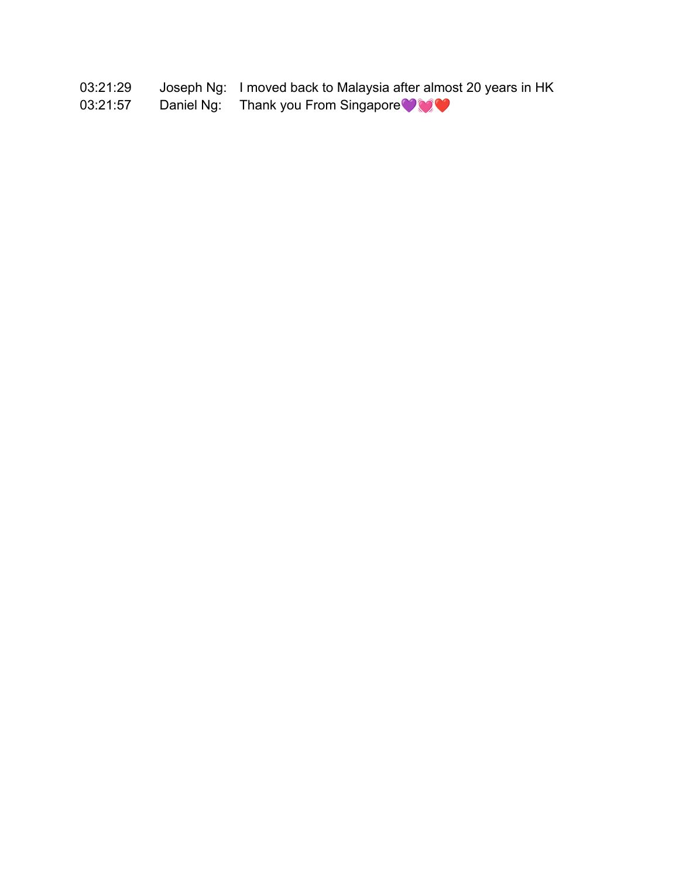03:21:29 Joseph Ng: I moved back to Malaysia after almost 20 years in HK
03:21:57 Daniel Ng: Thank you From Singapore💜💓❤️